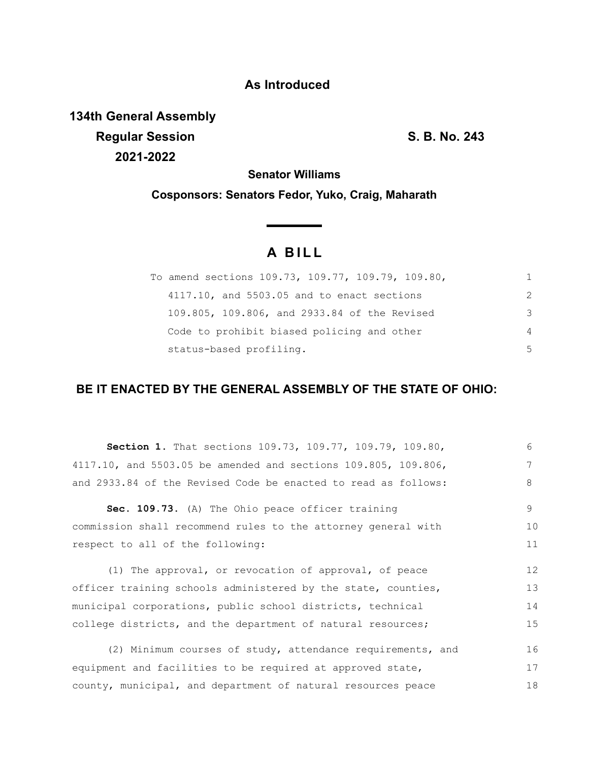**As Introduced**

**134th General Assembly**
**Regular Session** **S. B. No. 243**
**2021-2022**

**Senator Williams**

**Cosponsors: Senators Fedor, Yuko, Craig, Maharath**

# A BILL

To amend sections 109.73, 109.77, 109.79, 109.80, 4117.10, and 5503.05 and to enact sections 109.805, 109.806, and 2933.84 of the Revised Code to prohibit biased policing and other status-based profiling.

## BE IT ENACTED BY THE GENERAL ASSEMBLY OF THE STATE OF OHIO:

**Section 1.** That sections 109.73, 109.77, 109.79, 109.80, 4117.10, and 5503.05 be amended and sections 109.805, 109.806, and 2933.84 of the Revised Code be enacted to read as follows:

**Sec. 109.73.** (A) The Ohio peace officer training commission shall recommend rules to the attorney general with respect to all of the following:

(1) The approval, or revocation of approval, of peace officer training schools administered by the state, counties, municipal corporations, public school districts, technical college districts, and the department of natural resources;

(2) Minimum courses of study, attendance requirements, and equipment and facilities to be required at approved state, county, municipal, and department of natural resources peace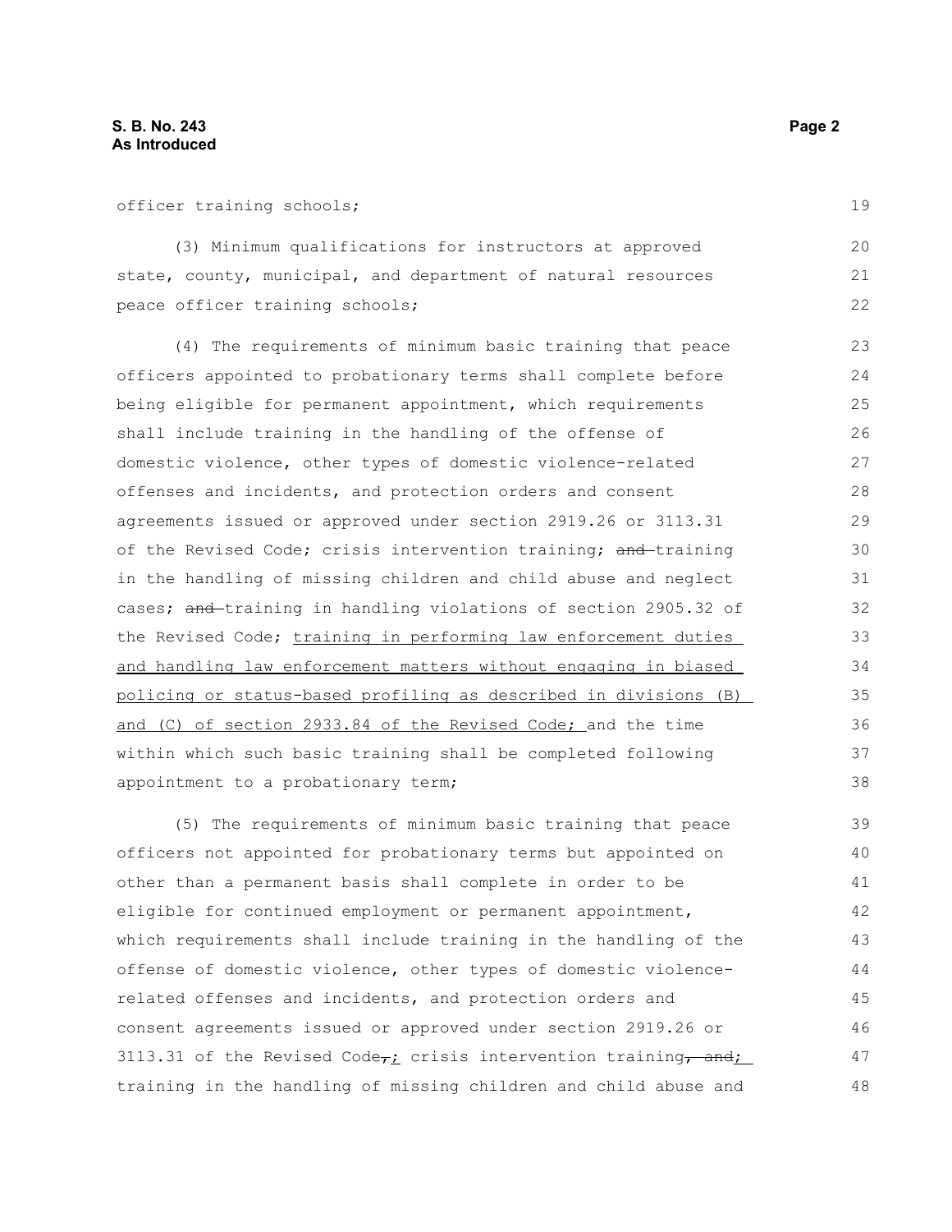officer training schools;

(3) Minimum qualifications for instructors at approved state, county, municipal, and department of natural resources peace officer training schools;

(4) The requirements of minimum basic training that peace officers appointed to probationary terms shall complete before being eligible for permanent appointment, which requirements shall include training in the handling of the offense of domestic violence, other types of domestic violence-related offenses and incidents, and protection orders and consent agreements issued or approved under section 2919.26 or 3113.31 of the Revised Code; crisis intervention training; ~~and~~ training in the handling of missing children and child abuse and neglect cases; ~~and~~ training in handling violations of section 2905.32 of the Revised Code; <u>training in performing law enforcement duties and handling law enforcement matters without engaging in biased policing or status-based profiling as described in divisions (B) and (C) of section 2933.84 of the Revised Code;</u> and the time within which such basic training shall be completed following appointment to a probationary term;

(5) The requirements of minimum basic training that peace officers not appointed for probationary terms but appointed on other than a permanent basis shall complete in order to be eligible for continued employment or permanent appointment, which requirements shall include training in the handling of the offense of domestic violence, other types of domestic violence-related offenses and incidents, and protection orders and consent agreements issued or approved under section 2919.26 or 3113.31 of the Revised Code~~,~~<u>;</u> crisis intervention training~~, and~~<u>;</u> training in the handling of missing children and child abuse and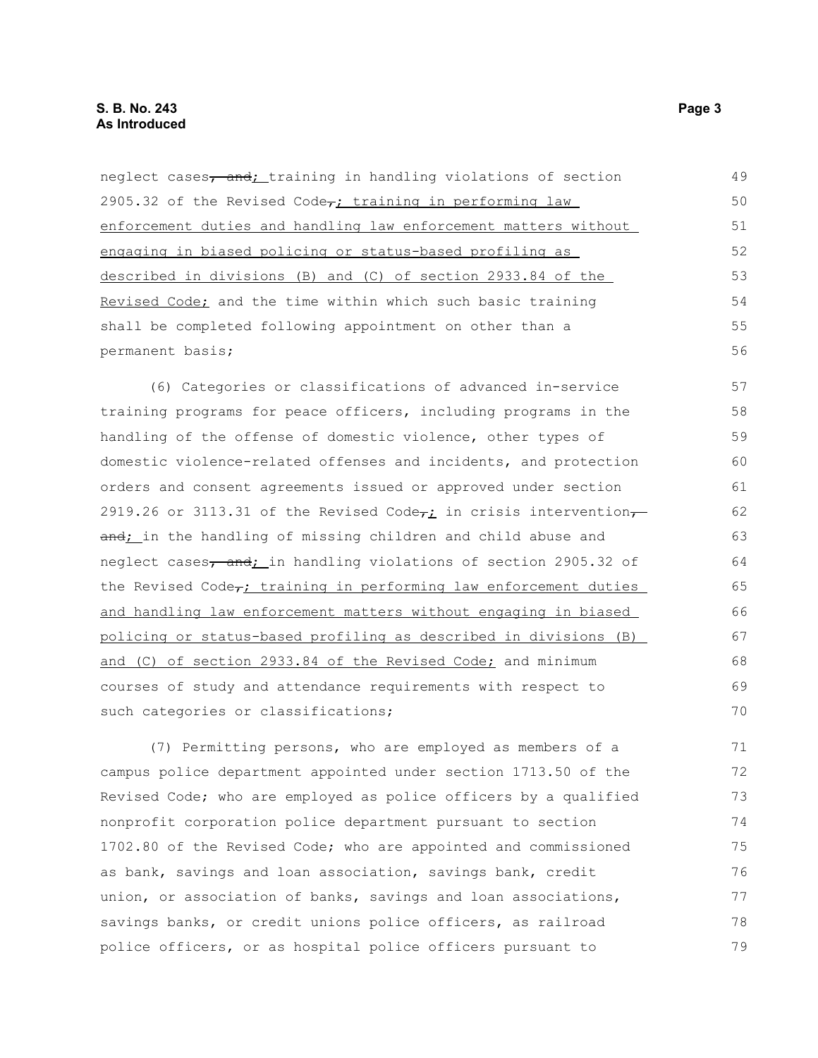neglect cases~~, and~~; training in handling violations of section 2905.32 of the Revised Code~~,~~; training in performing law enforcement duties and handling law enforcement matters without engaging in biased policing or status-based profiling as described in divisions (B) and (C) of section 2933.84 of the Revised Code; and the time within which such basic training shall be completed following appointment on other than a permanent basis;

(6) Categories or classifications of advanced in-service training programs for peace officers, including programs in the handling of the offense of domestic violence, other types of domestic violence-related offenses and incidents, and protection orders and consent agreements issued or approved under section 2919.26 or 3113.31 of the Revised Code~~,~~; in crisis intervention~~, and~~; in the handling of missing children and child abuse and neglect cases~~, and~~; in handling violations of section 2905.32 of the Revised Code~~,~~; training in performing law enforcement duties and handling law enforcement matters without engaging in biased policing or status-based profiling as described in divisions (B) and (C) of section 2933.84 of the Revised Code; and minimum courses of study and attendance requirements with respect to such categories or classifications;

(7) Permitting persons, who are employed as members of a campus police department appointed under section 1713.50 of the Revised Code; who are employed as police officers by a qualified nonprofit corporation police department pursuant to section 1702.80 of the Revised Code; who are appointed and commissioned as bank, savings and loan association, savings bank, credit union, or association of banks, savings and loan associations, savings banks, or credit unions police officers, as railroad police officers, or as hospital police officers pursuant to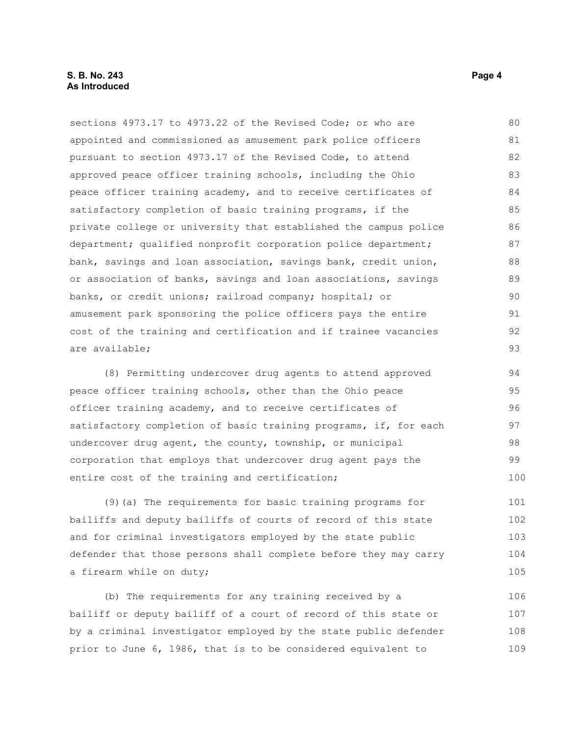sections 4973.17 to 4973.22 of the Revised Code; or who are appointed and commissioned as amusement park police officers pursuant to section 4973.17 of the Revised Code, to attend approved peace officer training schools, including the Ohio peace officer training academy, and to receive certificates of satisfactory completion of basic training programs, if the private college or university that established the campus police department; qualified nonprofit corporation police department; bank, savings and loan association, savings bank, credit union, or association of banks, savings and loan associations, savings banks, or credit unions; railroad company; hospital; or amusement park sponsoring the police officers pays the entire cost of the training and certification and if trainee vacancies are available;

(8) Permitting undercover drug agents to attend approved peace officer training schools, other than the Ohio peace officer training academy, and to receive certificates of satisfactory completion of basic training programs, if, for each undercover drug agent, the county, township, or municipal corporation that employs that undercover drug agent pays the entire cost of the training and certification;

(9)(a) The requirements for basic training programs for bailiffs and deputy bailiffs of courts of record of this state and for criminal investigators employed by the state public defender that those persons shall complete before they may carry a firearm while on duty;

(b) The requirements for any training received by a bailiff or deputy bailiff of a court of record of this state or by a criminal investigator employed by the state public defender prior to June 6, 1986, that is to be considered equivalent to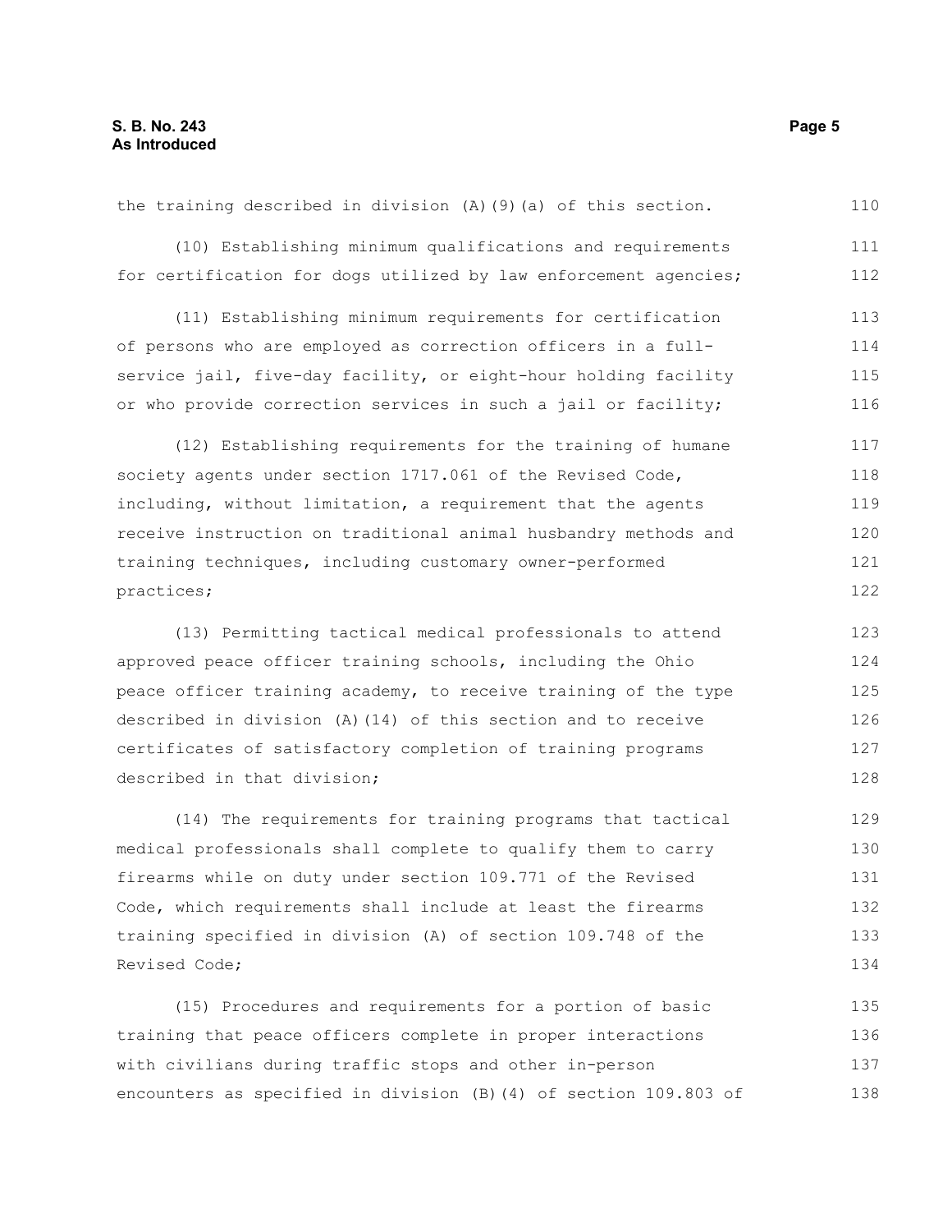the training described in division (A)(9)(a) of this section.

(10) Establishing minimum qualifications and requirements for certification for dogs utilized by law enforcement agencies;

(11) Establishing minimum requirements for certification of persons who are employed as correction officers in a full-service jail, five-day facility, or eight-hour holding facility or who provide correction services in such a jail or facility;

(12) Establishing requirements for the training of humane society agents under section 1717.061 of the Revised Code, including, without limitation, a requirement that the agents receive instruction on traditional animal husbandry methods and training techniques, including customary owner-performed practices;

(13) Permitting tactical medical professionals to attend approved peace officer training schools, including the Ohio peace officer training academy, to receive training of the type described in division (A)(14) of this section and to receive certificates of satisfactory completion of training programs described in that division;

(14) The requirements for training programs that tactical medical professionals shall complete to qualify them to carry firearms while on duty under section 109.771 of the Revised Code, which requirements shall include at least the firearms training specified in division (A) of section 109.748 of the Revised Code;

(15) Procedures and requirements for a portion of basic training that peace officers complete in proper interactions with civilians during traffic stops and other in-person encounters as specified in division (B)(4) of section 109.803 of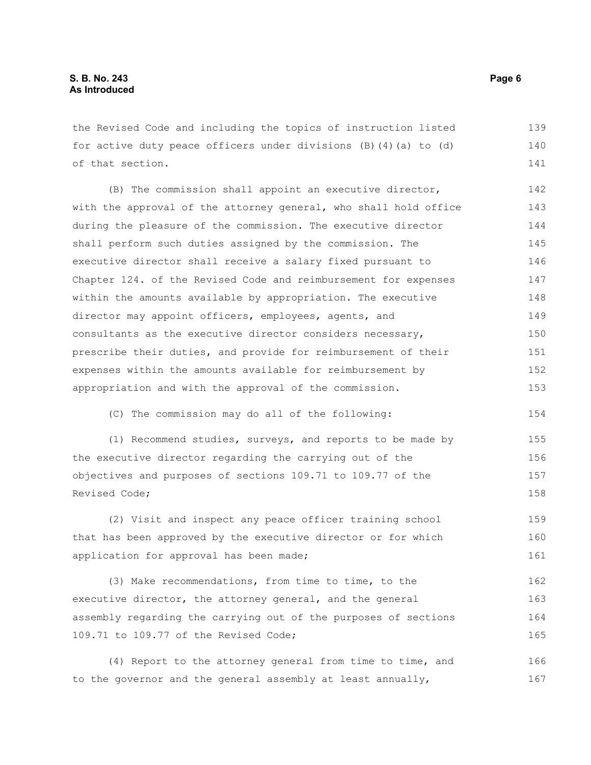the Revised Code and including the topics of instruction listed for active duty peace officers under divisions (B)(4)(a) to (d) of that section.

(B) The commission shall appoint an executive director, with the approval of the attorney general, who shall hold office during the pleasure of the commission. The executive director shall perform such duties assigned by the commission. The executive director shall receive a salary fixed pursuant to Chapter 124. of the Revised Code and reimbursement for expenses within the amounts available by appropriation. The executive director may appoint officers, employees, agents, and consultants as the executive director considers necessary, prescribe their duties, and provide for reimbursement of their expenses within the amounts available for reimbursement by appropriation and with the approval of the commission.

(C) The commission may do all of the following:

(1) Recommend studies, surveys, and reports to be made by the executive director regarding the carrying out of the objectives and purposes of sections 109.71 to 109.77 of the Revised Code;

(2) Visit and inspect any peace officer training school that has been approved by the executive director or for which application for approval has been made;

(3) Make recommendations, from time to time, to the executive director, the attorney general, and the general assembly regarding the carrying out of the purposes of sections 109.71 to 109.77 of the Revised Code;

(4) Report to the attorney general from time to time, and to the governor and the general assembly at least annually,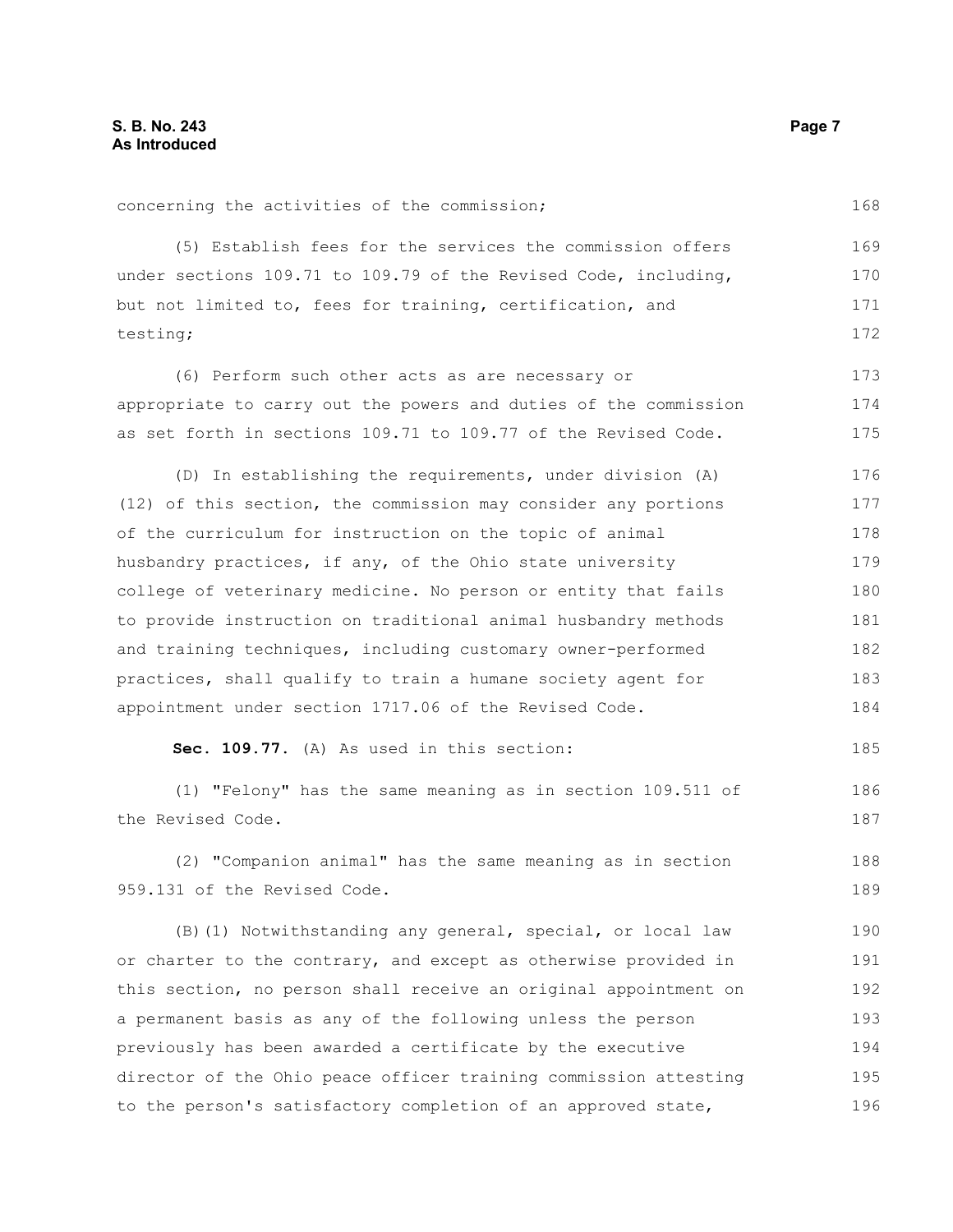concerning the activities of the commission;

(5) Establish fees for the services the commission offers under sections 109.71 to 109.79 of the Revised Code, including, but not limited to, fees for training, certification, and testing;

(6) Perform such other acts as are necessary or appropriate to carry out the powers and duties of the commission as set forth in sections 109.71 to 109.77 of the Revised Code.

(D) In establishing the requirements, under division (A)(12) of this section, the commission may consider any portions of the curriculum for instruction on the topic of animal husbandry practices, if any, of the Ohio state university college of veterinary medicine. No person or entity that fails to provide instruction on traditional animal husbandry methods and training techniques, including customary owner-performed practices, shall qualify to train a humane society agent for appointment under section 1717.06 of the Revised Code.

**Sec. 109.77.** (A) As used in this section:

(1) "Felony" has the same meaning as in section 109.511 of the Revised Code.

(2) "Companion animal" has the same meaning as in section 959.131 of the Revised Code.

(B)(1) Notwithstanding any general, special, or local law or charter to the contrary, and except as otherwise provided in this section, no person shall receive an original appointment on a permanent basis as any of the following unless the person previously has been awarded a certificate by the executive director of the Ohio peace officer training commission attesting to the person's satisfactory completion of an approved state,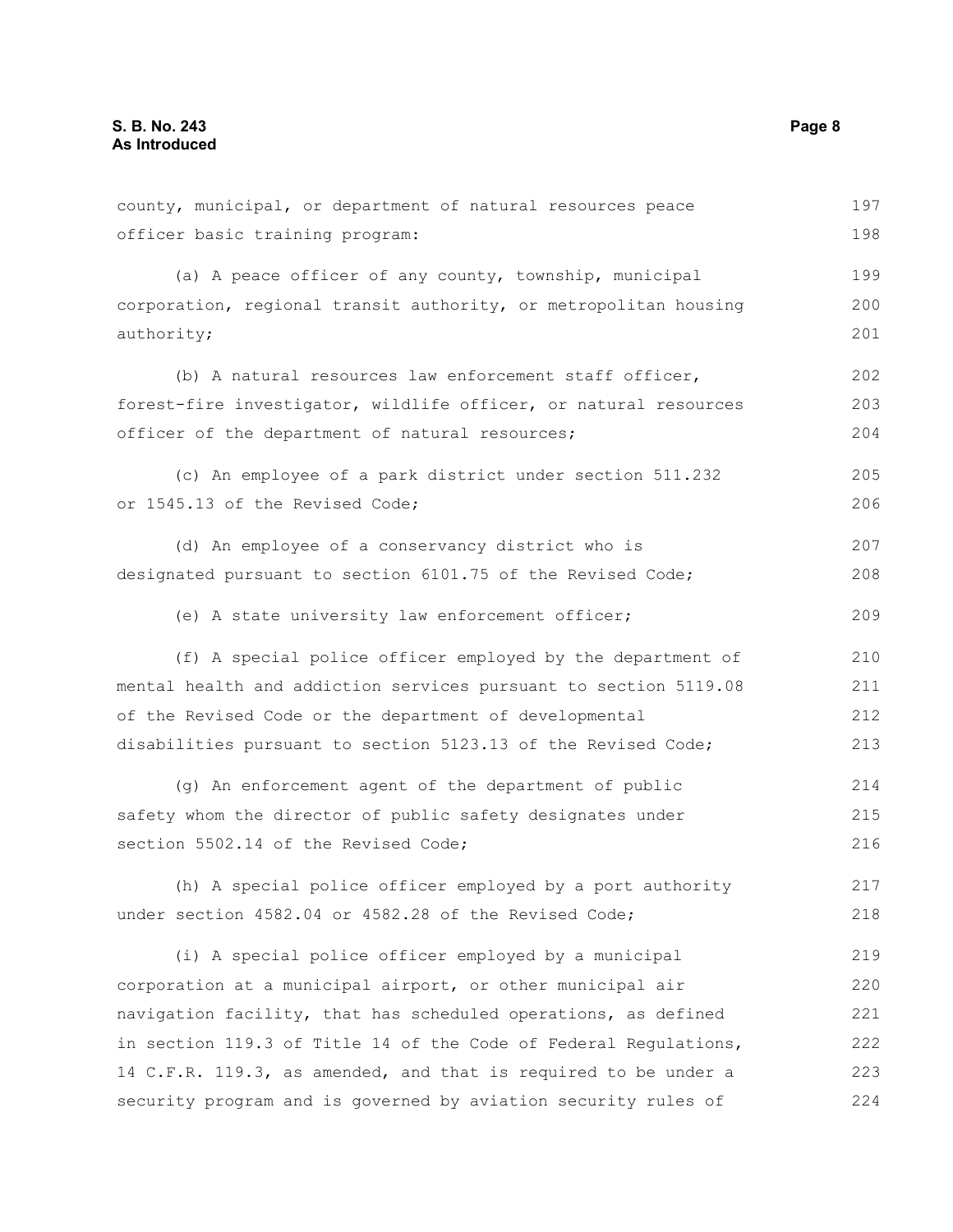county, municipal, or department of natural resources peace officer basic training program:

(a) A peace officer of any county, township, municipal corporation, regional transit authority, or metropolitan housing authority;

(b) A natural resources law enforcement staff officer, forest-fire investigator, wildlife officer, or natural resources officer of the department of natural resources;

(c) An employee of a park district under section 511.232 or 1545.13 of the Revised Code;

(d) An employee of a conservancy district who is designated pursuant to section 6101.75 of the Revised Code;

(e) A state university law enforcement officer;

(f) A special police officer employed by the department of mental health and addiction services pursuant to section 5119.08 of the Revised Code or the department of developmental disabilities pursuant to section 5123.13 of the Revised Code;

(g) An enforcement agent of the department of public safety whom the director of public safety designates under section 5502.14 of the Revised Code;

(h) A special police officer employed by a port authority under section 4582.04 or 4582.28 of the Revised Code;

(i) A special police officer employed by a municipal corporation at a municipal airport, or other municipal air navigation facility, that has scheduled operations, as defined in section 119.3 of Title 14 of the Code of Federal Regulations, 14 C.F.R. 119.3, as amended, and that is required to be under a security program and is governed by aviation security rules of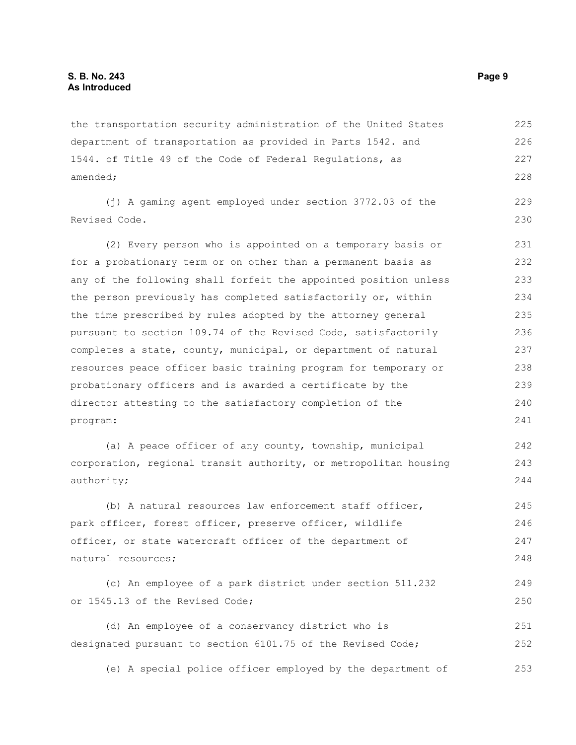the transportation security administration of the United States department of transportation as provided in Parts 1542. and 1544. of Title 49 of the Code of Federal Regulations, as amended;

(j) A gaming agent employed under section 3772.03 of the Revised Code.

(2) Every person who is appointed on a temporary basis or for a probationary term or on other than a permanent basis as any of the following shall forfeit the appointed position unless the person previously has completed satisfactorily or, within the time prescribed by rules adopted by the attorney general pursuant to section 109.74 of the Revised Code, satisfactorily completes a state, county, municipal, or department of natural resources peace officer basic training program for temporary or probationary officers and is awarded a certificate by the director attesting to the satisfactory completion of the program:

(a) A peace officer of any county, township, municipal corporation, regional transit authority, or metropolitan housing authority;

(b) A natural resources law enforcement staff officer, park officer, forest officer, preserve officer, wildlife officer, or state watercraft officer of the department of natural resources;

(c) An employee of a park district under section 511.232 or 1545.13 of the Revised Code;

(d) An employee of a conservancy district who is designated pursuant to section 6101.75 of the Revised Code;

(e) A special police officer employed by the department of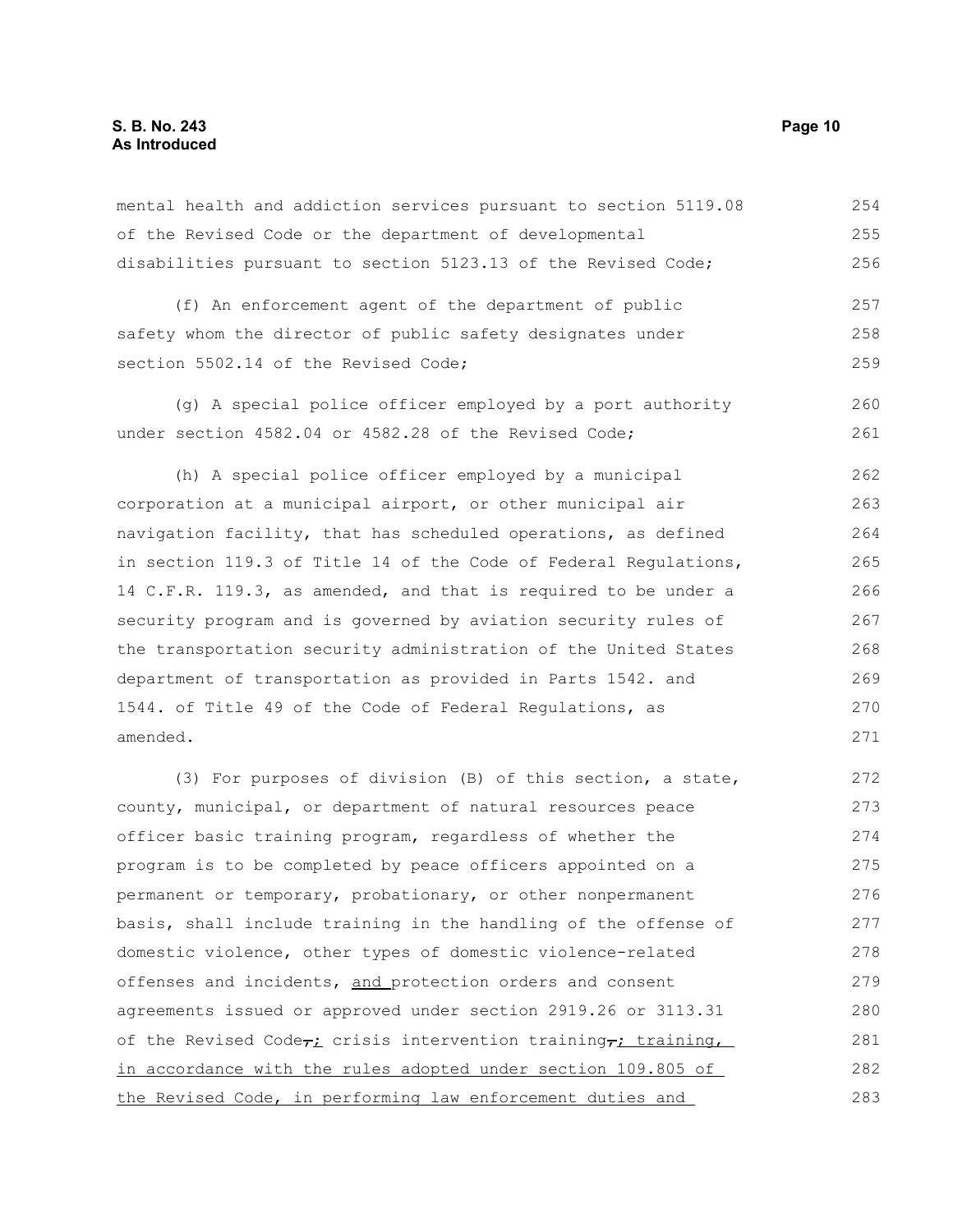mental health and addiction services pursuant to section 5119.08 of the Revised Code or the department of developmental disabilities pursuant to section 5123.13 of the Revised Code;

(f) An enforcement agent of the department of public safety whom the director of public safety designates under section 5502.14 of the Revised Code;

(g) A special police officer employed by a port authority under section 4582.04 or 4582.28 of the Revised Code;

(h) A special police officer employed by a municipal corporation at a municipal airport, or other municipal air navigation facility, that has scheduled operations, as defined in section 119.3 of Title 14 of the Code of Federal Regulations, 14 C.F.R. 119.3, as amended, and that is required to be under a security program and is governed by aviation security rules of the transportation security administration of the United States department of transportation as provided in Parts 1542. and 1544. of Title 49 of the Code of Federal Regulations, as amended.

(3) For purposes of division (B) of this section, a state, county, municipal, or department of natural resources peace officer basic training program, regardless of whether the program is to be completed by peace officers appointed on a permanent or temporary, probationary, or other nonpermanent basis, shall include training in the handling of the offense of domestic violence, other types of domestic violence-related offenses and incidents, and protection orders and consent agreements issued or approved under section 2919.26 or 3113.31 of the Revised Code~~,~~; crisis intervention training~~,~~; training, in accordance with the rules adopted under section 109.805 of the Revised Code, in performing law enforcement duties and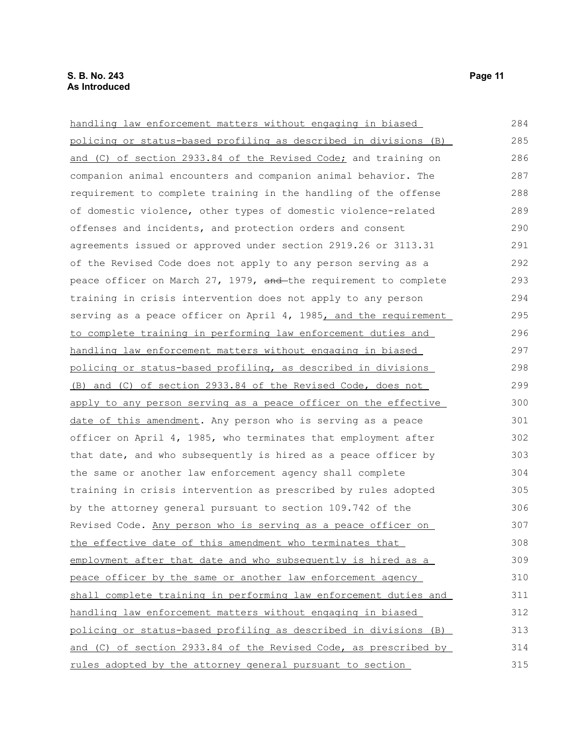handling law enforcement matters without engaging in biased policing or status-based profiling as described in divisions (B) and (C) of section 2933.84 of the Revised Code; and training on companion animal encounters and companion animal behavior. The requirement to complete training in the handling of the offense of domestic violence, other types of domestic violence-related offenses and incidents, and protection orders and consent agreements issued or approved under section 2919.26 or 3113.31 of the Revised Code does not apply to any person serving as a peace officer on March 27, 1979, ~~and~~ the requirement to complete training in crisis intervention does not apply to any person serving as a peace officer on April 4, 1985, and the requirement to complete training in performing law enforcement duties and handling law enforcement matters without engaging in biased policing or status-based profiling, as described in divisions (B) and (C) of section 2933.84 of the Revised Code, does not apply to any person serving as a peace officer on the effective date of this amendment. Any person who is serving as a peace officer on April 4, 1985, who terminates that employment after that date, and who subsequently is hired as a peace officer by the same or another law enforcement agency shall complete training in crisis intervention as prescribed by rules adopted by the attorney general pursuant to section 109.742 of the Revised Code. Any person who is serving as a peace officer on the effective date of this amendment who terminates that employment after that date and who subsequently is hired as a peace officer by the same or another law enforcement agency shall complete training in performing law enforcement duties and handling law enforcement matters without engaging in biased policing or status-based profiling as described in divisions (B) and (C) of section 2933.84 of the Revised Code, as prescribed by rules adopted by the attorney general pursuant to section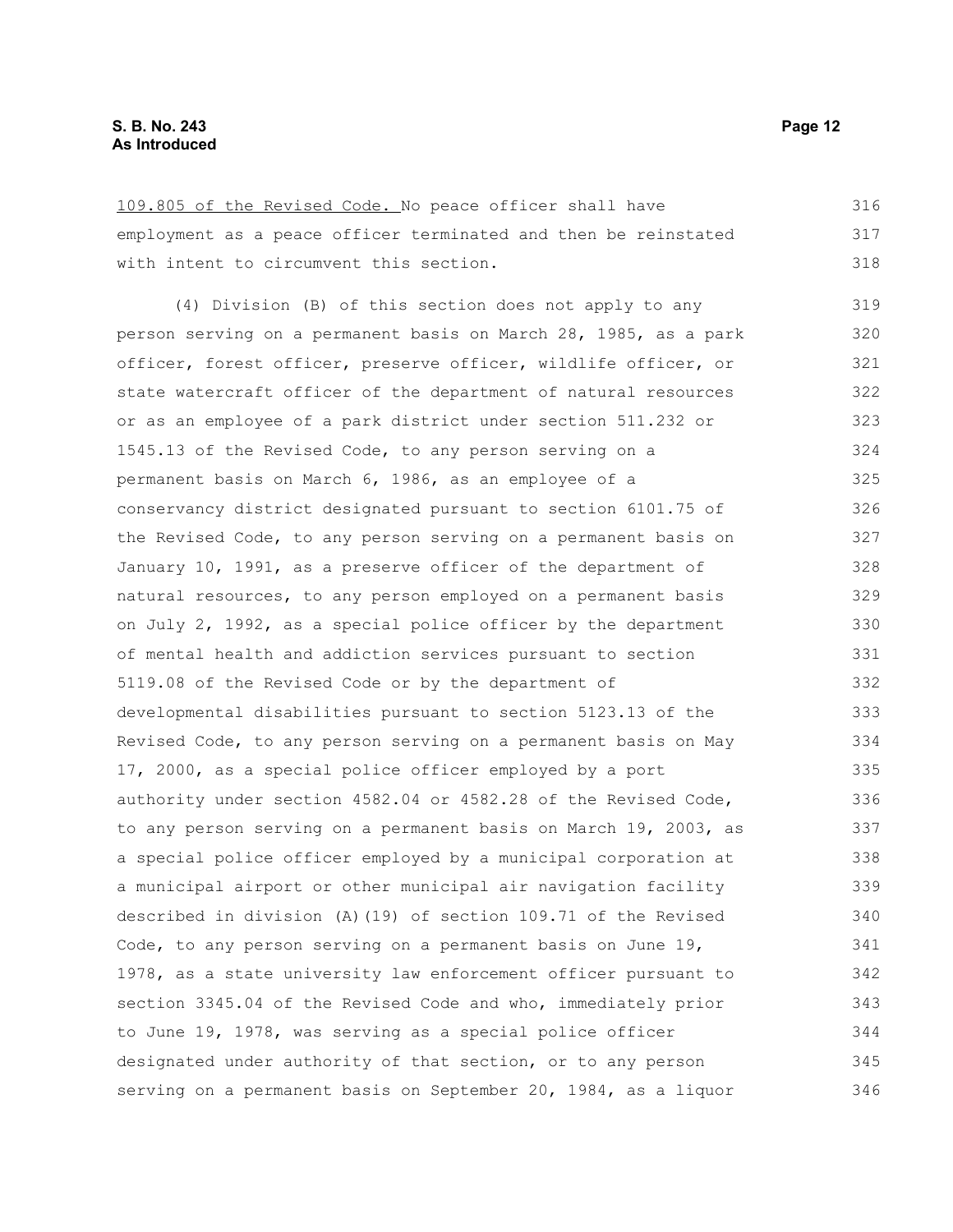109.805 of the Revised Code. No peace officer shall have employment as a peace officer terminated and then be reinstated with intent to circumvent this section.

(4) Division (B) of this section does not apply to any person serving on a permanent basis on March 28, 1985, as a park officer, forest officer, preserve officer, wildlife officer, or state watercraft officer of the department of natural resources or as an employee of a park district under section 511.232 or 1545.13 of the Revised Code, to any person serving on a permanent basis on March 6, 1986, as an employee of a conservancy district designated pursuant to section 6101.75 of the Revised Code, to any person serving on a permanent basis on January 10, 1991, as a preserve officer of the department of natural resources, to any person employed on a permanent basis on July 2, 1992, as a special police officer by the department of mental health and addiction services pursuant to section 5119.08 of the Revised Code or by the department of developmental disabilities pursuant to section 5123.13 of the Revised Code, to any person serving on a permanent basis on May 17, 2000, as a special police officer employed by a port authority under section 4582.04 or 4582.28 of the Revised Code, to any person serving on a permanent basis on March 19, 2003, as a special police officer employed by a municipal corporation at a municipal airport or other municipal air navigation facility described in division (A)(19) of section 109.71 of the Revised Code, to any person serving on a permanent basis on June 19, 1978, as a state university law enforcement officer pursuant to section 3345.04 of the Revised Code and who, immediately prior to June 19, 1978, was serving as a special police officer designated under authority of that section, or to any person serving on a permanent basis on September 20, 1984, as a liquor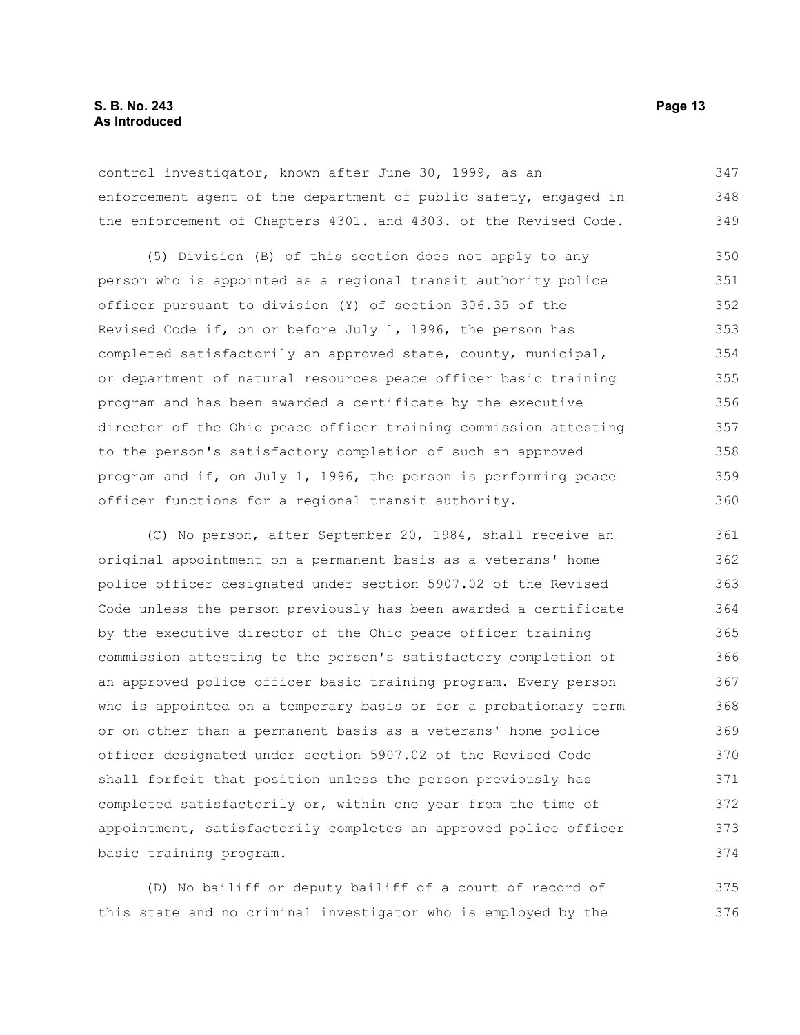control investigator, known after June 30, 1999, as an enforcement agent of the department of public safety, engaged in the enforcement of Chapters 4301. and 4303. of the Revised Code.

(5) Division (B) of this section does not apply to any person who is appointed as a regional transit authority police officer pursuant to division (Y) of section 306.35 of the Revised Code if, on or before July 1, 1996, the person has completed satisfactorily an approved state, county, municipal, or department of natural resources peace officer basic training program and has been awarded a certificate by the executive director of the Ohio peace officer training commission attesting to the person's satisfactory completion of such an approved program and if, on July 1, 1996, the person is performing peace officer functions for a regional transit authority.

(C) No person, after September 20, 1984, shall receive an original appointment on a permanent basis as a veterans' home police officer designated under section 5907.02 of the Revised Code unless the person previously has been awarded a certificate by the executive director of the Ohio peace officer training commission attesting to the person's satisfactory completion of an approved police officer basic training program. Every person who is appointed on a temporary basis or for a probationary term or on other than a permanent basis as a veterans' home police officer designated under section 5907.02 of the Revised Code shall forfeit that position unless the person previously has completed satisfactorily or, within one year from the time of appointment, satisfactorily completes an approved police officer basic training program.

(D) No bailiff or deputy bailiff of a court of record of this state and no criminal investigator who is employed by the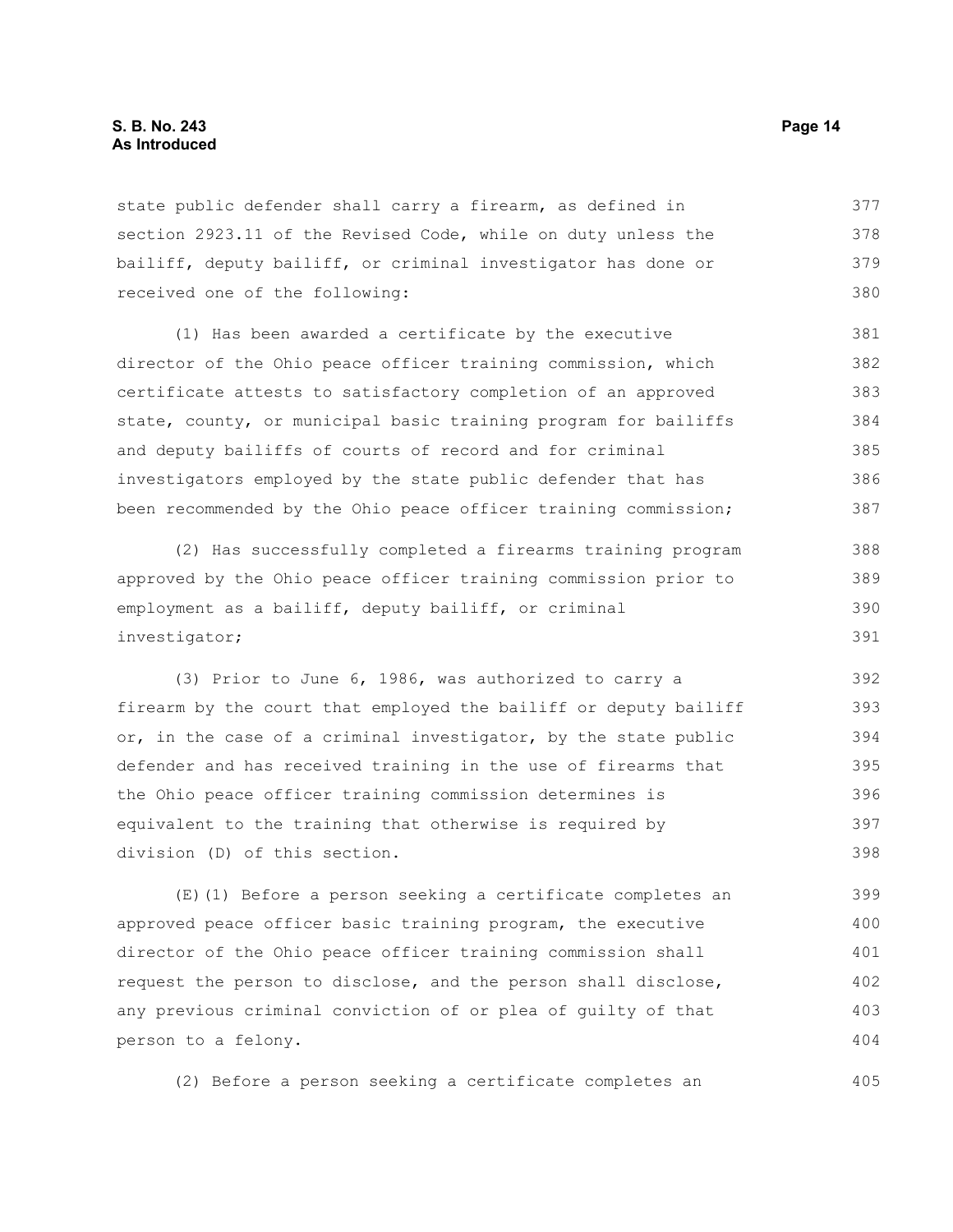state public defender shall carry a firearm, as defined in section 2923.11 of the Revised Code, while on duty unless the bailiff, deputy bailiff, or criminal investigator has done or received one of the following:

(1) Has been awarded a certificate by the executive director of the Ohio peace officer training commission, which certificate attests to satisfactory completion of an approved state, county, or municipal basic training program for bailiffs and deputy bailiffs of courts of record and for criminal investigators employed by the state public defender that has been recommended by the Ohio peace officer training commission;

(2) Has successfully completed a firearms training program approved by the Ohio peace officer training commission prior to employment as a bailiff, deputy bailiff, or criminal investigator;

(3) Prior to June 6, 1986, was authorized to carry a firearm by the court that employed the bailiff or deputy bailiff or, in the case of a criminal investigator, by the state public defender and has received training in the use of firearms that the Ohio peace officer training commission determines is equivalent to the training that otherwise is required by division (D) of this section.

(E)(1) Before a person seeking a certificate completes an approved peace officer basic training program, the executive director of the Ohio peace officer training commission shall request the person to disclose, and the person shall disclose, any previous criminal conviction of or plea of guilty of that person to a felony.

(2) Before a person seeking a certificate completes an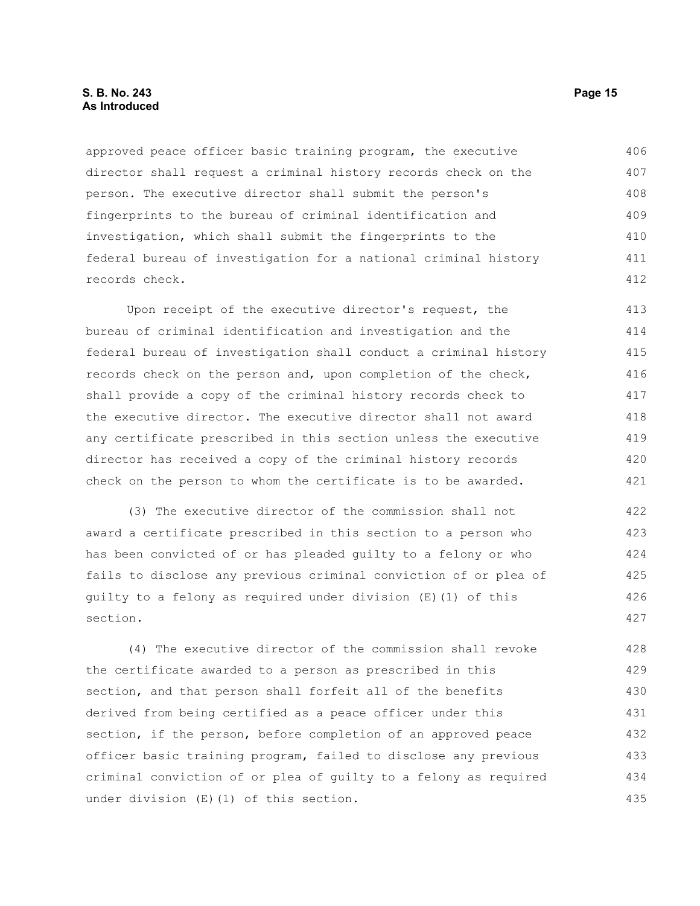approved peace officer basic training program, the executive director shall request a criminal history records check on the person. The executive director shall submit the person's fingerprints to the bureau of criminal identification and investigation, which shall submit the fingerprints to the federal bureau of investigation for a national criminal history records check.

Upon receipt of the executive director's request, the bureau of criminal identification and investigation and the federal bureau of investigation shall conduct a criminal history records check on the person and, upon completion of the check, shall provide a copy of the criminal history records check to the executive director. The executive director shall not award any certificate prescribed in this section unless the executive director has received a copy of the criminal history records check on the person to whom the certificate is to be awarded.

(3) The executive director of the commission shall not award a certificate prescribed in this section to a person who has been convicted of or has pleaded guilty to a felony or who fails to disclose any previous criminal conviction of or plea of guilty to a felony as required under division (E)(1) of this section.

(4) The executive director of the commission shall revoke the certificate awarded to a person as prescribed in this section, and that person shall forfeit all of the benefits derived from being certified as a peace officer under this section, if the person, before completion of an approved peace officer basic training program, failed to disclose any previous criminal conviction of or plea of guilty to a felony as required under division (E)(1) of this section.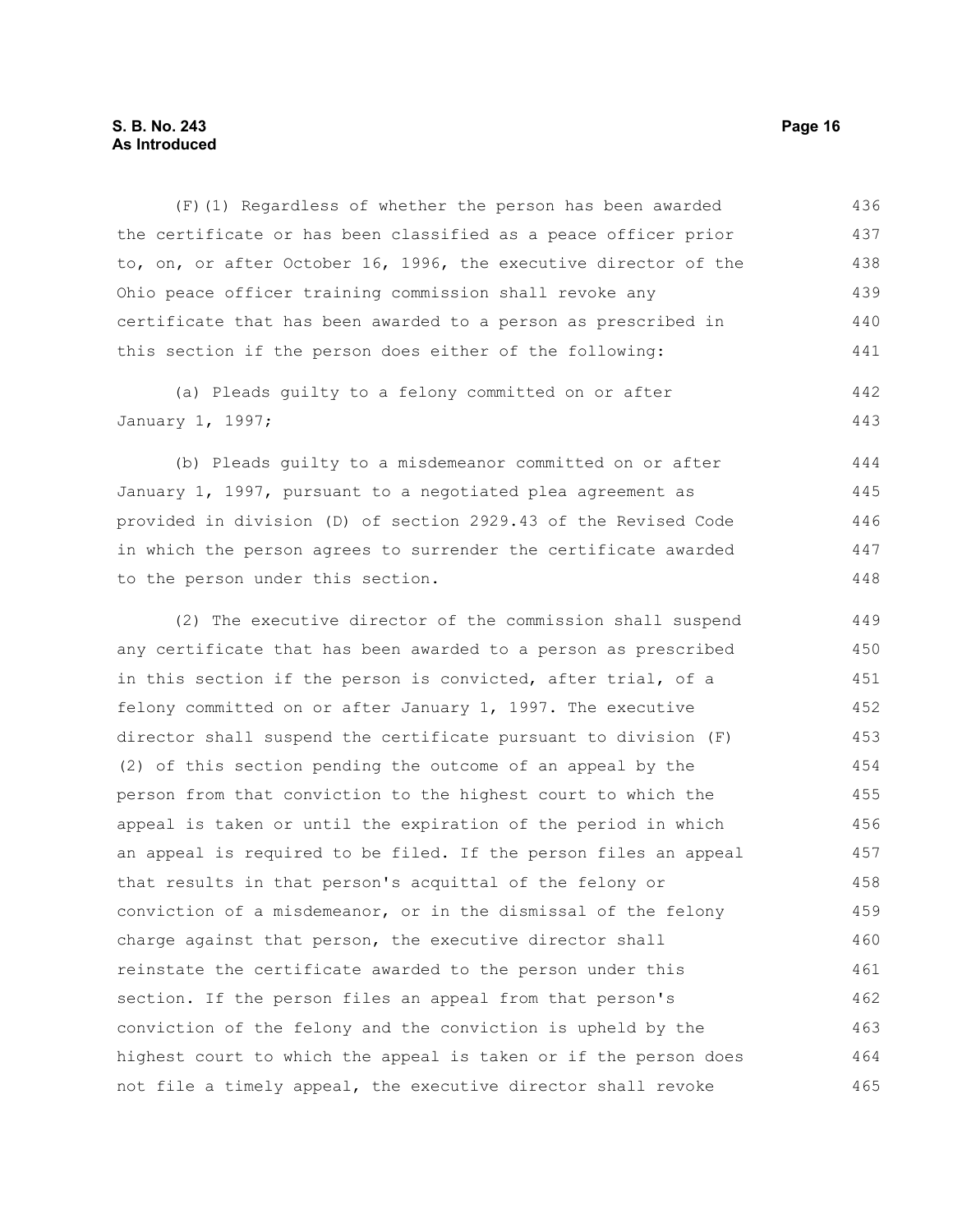(F)(1) Regardless of whether the person has been awarded the certificate or has been classified as a peace officer prior to, on, or after October 16, 1996, the executive director of the Ohio peace officer training commission shall revoke any certificate that has been awarded to a person as prescribed in this section if the person does either of the following:

(a) Pleads guilty to a felony committed on or after January 1, 1997;

(b) Pleads guilty to a misdemeanor committed on or after January 1, 1997, pursuant to a negotiated plea agreement as provided in division (D) of section 2929.43 of the Revised Code in which the person agrees to surrender the certificate awarded to the person under this section.

(2) The executive director of the commission shall suspend any certificate that has been awarded to a person as prescribed in this section if the person is convicted, after trial, of a felony committed on or after January 1, 1997. The executive director shall suspend the certificate pursuant to division (F)(2) of this section pending the outcome of an appeal by the person from that conviction to the highest court to which the appeal is taken or until the expiration of the period in which an appeal is required to be filed. If the person files an appeal that results in that person's acquittal of the felony or conviction of a misdemeanor, or in the dismissal of the felony charge against that person, the executive director shall reinstate the certificate awarded to the person under this section. If the person files an appeal from that person's conviction of the felony and the conviction is upheld by the highest court to which the appeal is taken or if the person does not file a timely appeal, the executive director shall revoke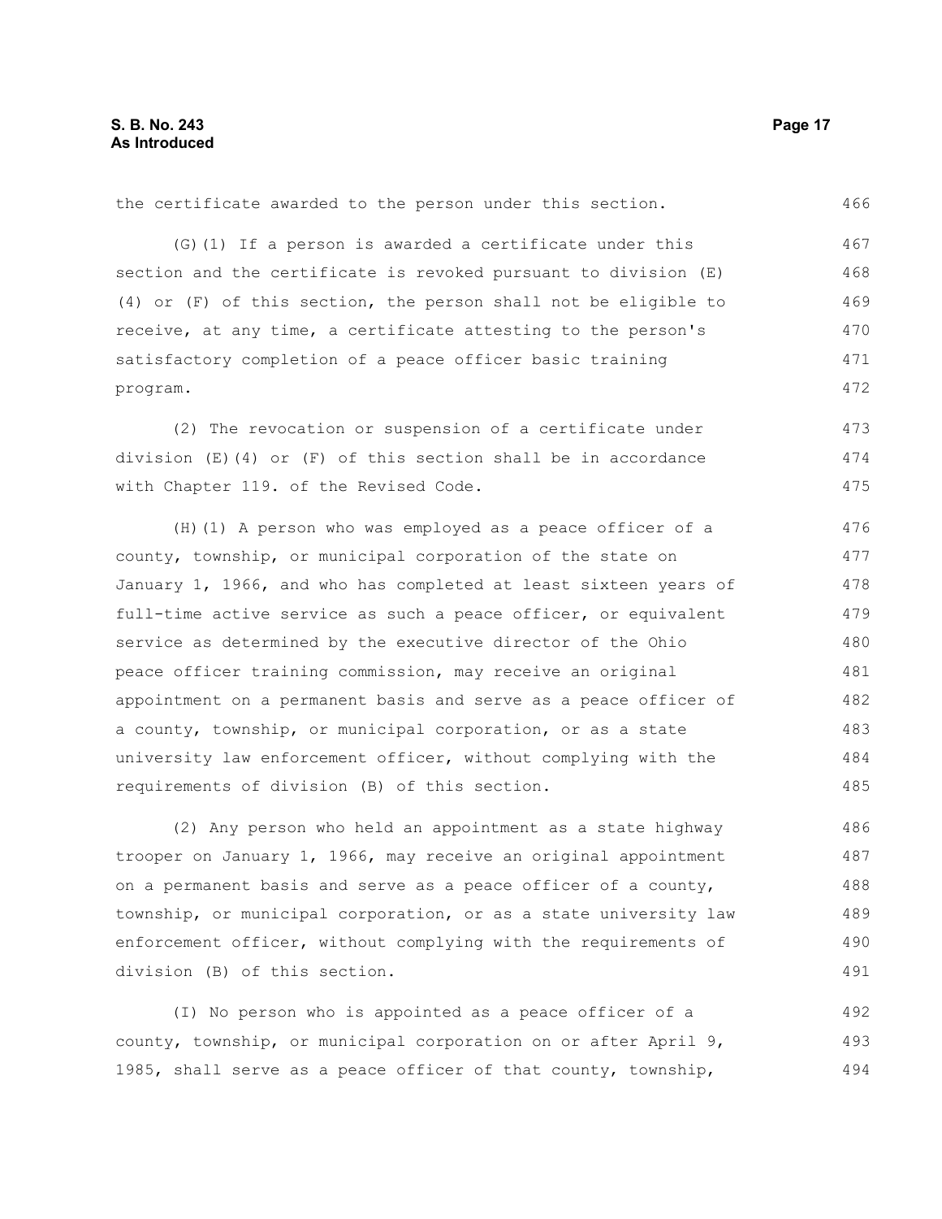the certificate awarded to the person under this section.

(G)(1) If a person is awarded a certificate under this section and the certificate is revoked pursuant to division (E)(4) or (F) of this section, the person shall not be eligible to receive, at any time, a certificate attesting to the person's satisfactory completion of a peace officer basic training program.

(2) The revocation or suspension of a certificate under division (E)(4) or (F) of this section shall be in accordance with Chapter 119. of the Revised Code.

(H)(1) A person who was employed as a peace officer of a county, township, or municipal corporation of the state on January 1, 1966, and who has completed at least sixteen years of full-time active service as such a peace officer, or equivalent service as determined by the executive director of the Ohio peace officer training commission, may receive an original appointment on a permanent basis and serve as a peace officer of a county, township, or municipal corporation, or as a state university law enforcement officer, without complying with the requirements of division (B) of this section.

(2) Any person who held an appointment as a state highway trooper on January 1, 1966, may receive an original appointment on a permanent basis and serve as a peace officer of a county, township, or municipal corporation, or as a state university law enforcement officer, without complying with the requirements of division (B) of this section.

(I) No person who is appointed as a peace officer of a county, township, or municipal corporation on or after April 9, 1985, shall serve as a peace officer of that county, township,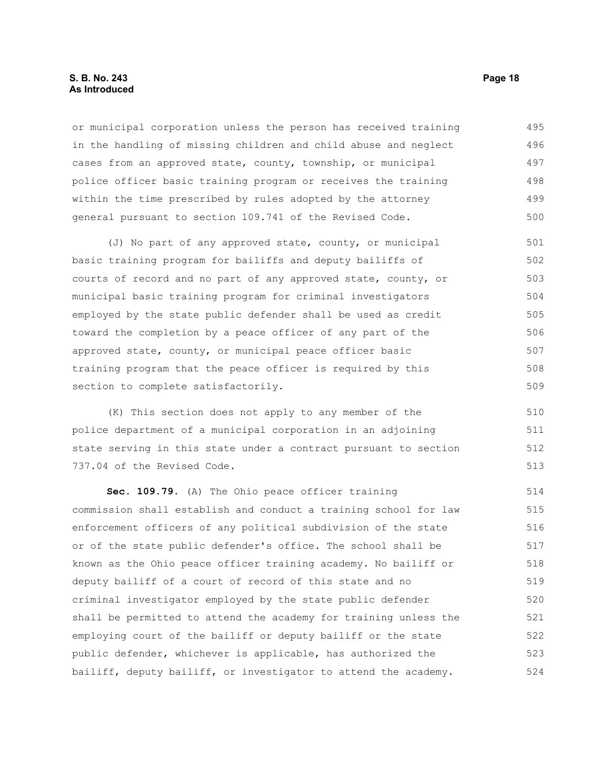or municipal corporation unless the person has received training in the handling of missing children and child abuse and neglect cases from an approved state, county, township, or municipal police officer basic training program or receives the training within the time prescribed by rules adopted by the attorney general pursuant to section 109.741 of the Revised Code.

(J) No part of any approved state, county, or municipal basic training program for bailiffs and deputy bailiffs of courts of record and no part of any approved state, county, or municipal basic training program for criminal investigators employed by the state public defender shall be used as credit toward the completion by a peace officer of any part of the approved state, county, or municipal peace officer basic training program that the peace officer is required by this section to complete satisfactorily.

(K) This section does not apply to any member of the police department of a municipal corporation in an adjoining state serving in this state under a contract pursuant to section 737.04 of the Revised Code.

**Sec. 109.79.** (A) The Ohio peace officer training commission shall establish and conduct a training school for law enforcement officers of any political subdivision of the state or of the state public defender's office. The school shall be known as the Ohio peace officer training academy. No bailiff or deputy bailiff of a court of record of this state and no criminal investigator employed by the state public defender shall be permitted to attend the academy for training unless the employing court of the bailiff or deputy bailiff or the state public defender, whichever is applicable, has authorized the bailiff, deputy bailiff, or investigator to attend the academy.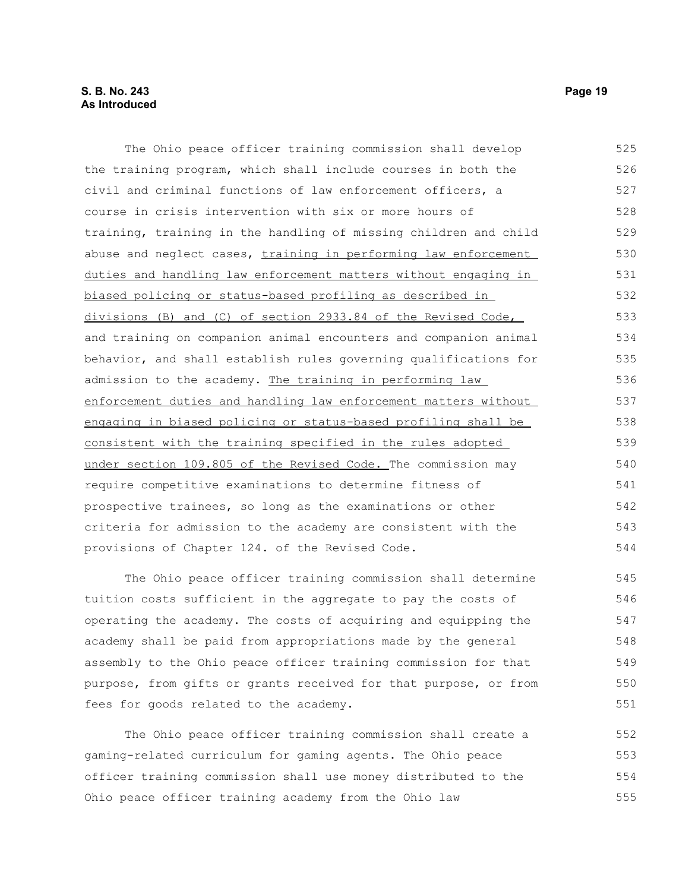The Ohio peace officer training commission shall develop the training program, which shall include courses in both the civil and criminal functions of law enforcement officers, a course in crisis intervention with six or more hours of training, training in the handling of missing children and child abuse and neglect cases, training in performing law enforcement duties and handling law enforcement matters without engaging in biased policing or status-based profiling as described in divisions (B) and (C) of section 2933.84 of the Revised Code, and training on companion animal encounters and companion animal behavior, and shall establish rules governing qualifications for admission to the academy. The training in performing law enforcement duties and handling law enforcement matters without engaging in biased policing or status-based profiling shall be consistent with the training specified in the rules adopted under section 109.805 of the Revised Code. The commission may require competitive examinations to determine fitness of prospective trainees, so long as the examinations or other criteria for admission to the academy are consistent with the provisions of Chapter 124. of the Revised Code.

The Ohio peace officer training commission shall determine tuition costs sufficient in the aggregate to pay the costs of operating the academy. The costs of acquiring and equipping the academy shall be paid from appropriations made by the general assembly to the Ohio peace officer training commission for that purpose, from gifts or grants received for that purpose, or from fees for goods related to the academy.

The Ohio peace officer training commission shall create a gaming-related curriculum for gaming agents. The Ohio peace officer training commission shall use money distributed to the Ohio peace officer training academy from the Ohio law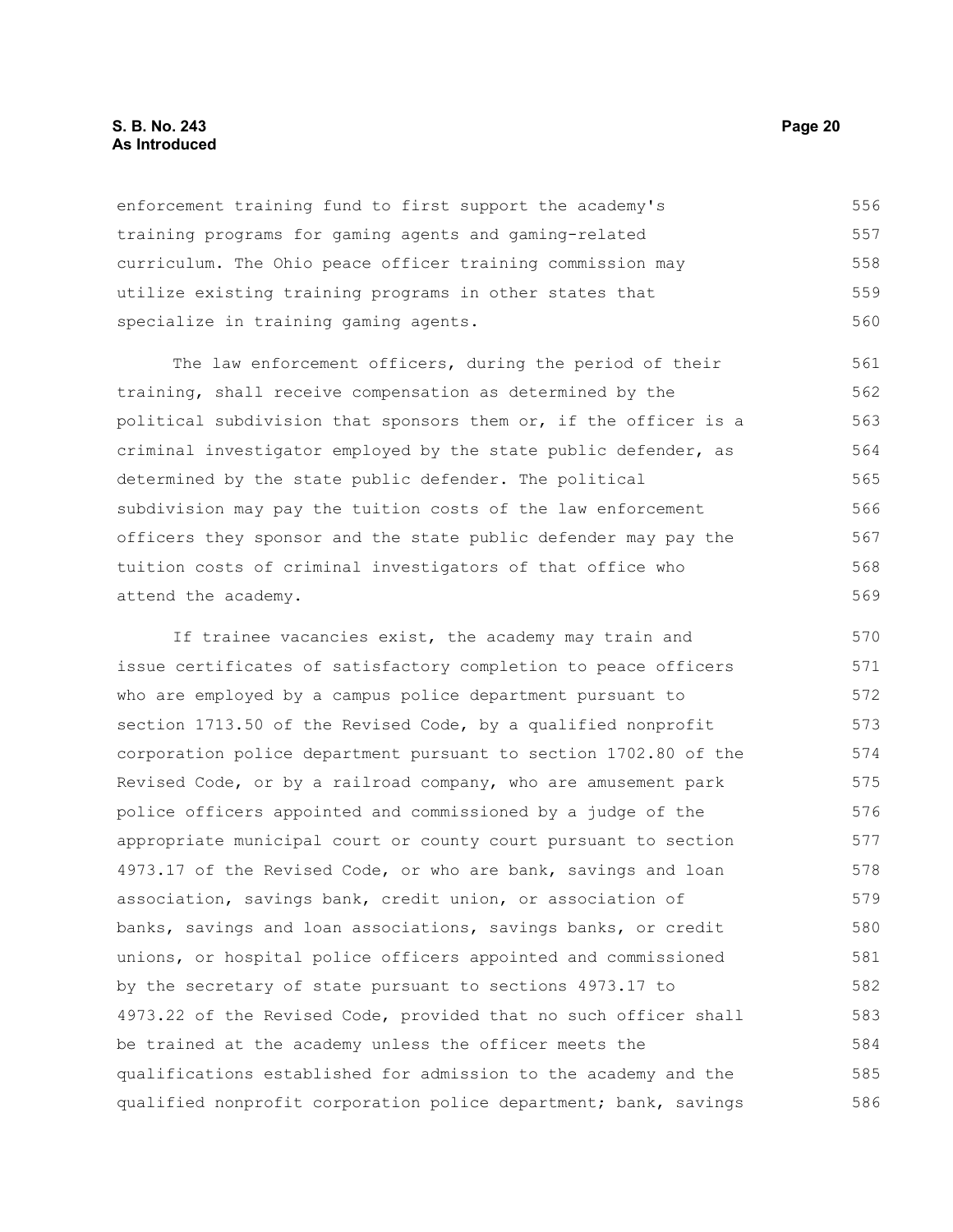enforcement training fund to first support the academy's training programs for gaming agents and gaming-related curriculum. The Ohio peace officer training commission may utilize existing training programs in other states that specialize in training gaming agents.

The law enforcement officers, during the period of their training, shall receive compensation as determined by the political subdivision that sponsors them or, if the officer is a criminal investigator employed by the state public defender, as determined by the state public defender. The political subdivision may pay the tuition costs of the law enforcement officers they sponsor and the state public defender may pay the tuition costs of criminal investigators of that office who attend the academy.

If trainee vacancies exist, the academy may train and issue certificates of satisfactory completion to peace officers who are employed by a campus police department pursuant to section 1713.50 of the Revised Code, by a qualified nonprofit corporation police department pursuant to section 1702.80 of the Revised Code, or by a railroad company, who are amusement park police officers appointed and commissioned by a judge of the appropriate municipal court or county court pursuant to section 4973.17 of the Revised Code, or who are bank, savings and loan association, savings bank, credit union, or association of banks, savings and loan associations, savings banks, or credit unions, or hospital police officers appointed and commissioned by the secretary of state pursuant to sections 4973.17 to 4973.22 of the Revised Code, provided that no such officer shall be trained at the academy unless the officer meets the qualifications established for admission to the academy and the qualified nonprofit corporation police department; bank, savings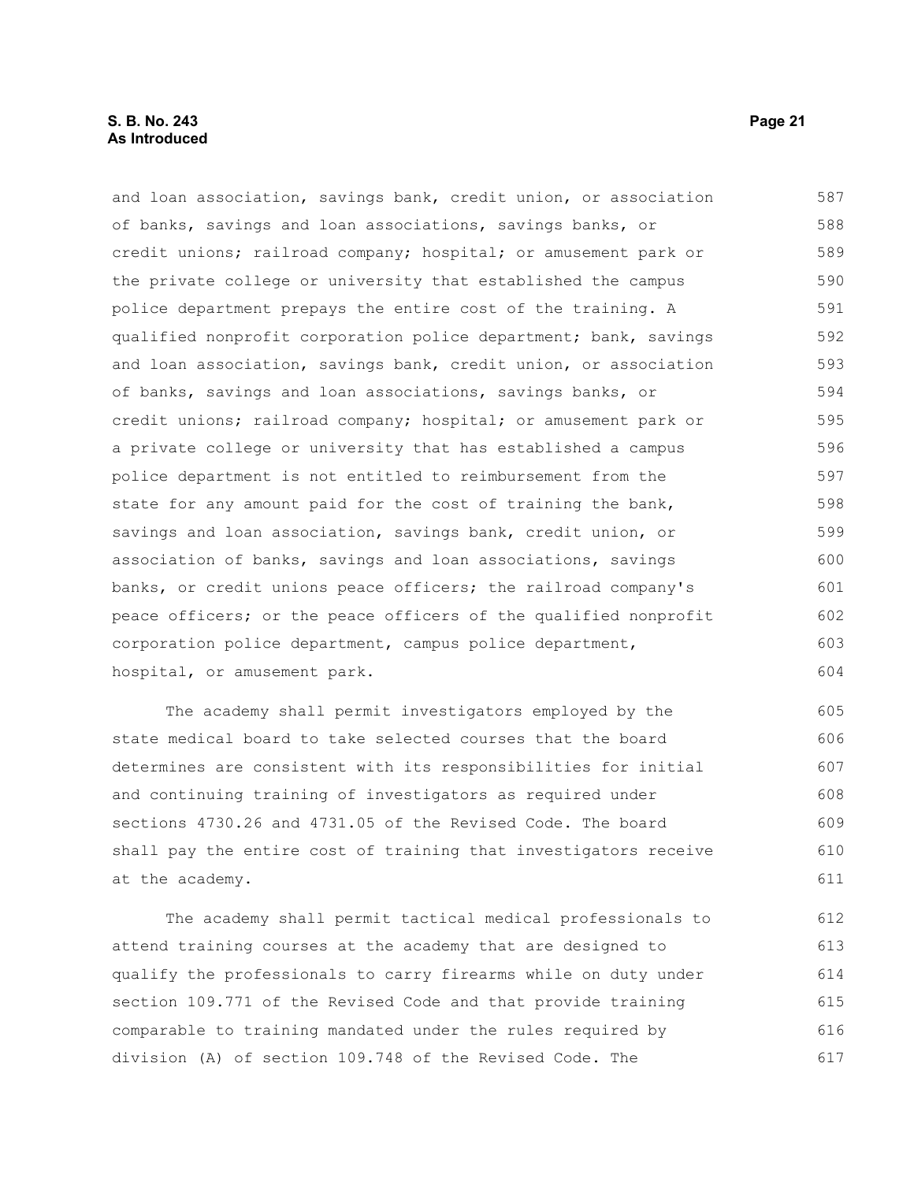and loan association, savings bank, credit union, or association of banks, savings and loan associations, savings banks, or credit unions; railroad company; hospital; or amusement park or the private college or university that established the campus police department prepays the entire cost of the training. A qualified nonprofit corporation police department; bank, savings and loan association, savings bank, credit union, or association of banks, savings and loan associations, savings banks, or credit unions; railroad company; hospital; or amusement park or a private college or university that has established a campus police department is not entitled to reimbursement from the state for any amount paid for the cost of training the bank, savings and loan association, savings bank, credit union, or association of banks, savings and loan associations, savings banks, or credit unions peace officers; the railroad company's peace officers; or the peace officers of the qualified nonprofit corporation police department, campus police department, hospital, or amusement park.

The academy shall permit investigators employed by the state medical board to take selected courses that the board determines are consistent with its responsibilities for initial and continuing training of investigators as required under sections 4730.26 and 4731.05 of the Revised Code. The board shall pay the entire cost of training that investigators receive at the academy.

The academy shall permit tactical medical professionals to attend training courses at the academy that are designed to qualify the professionals to carry firearms while on duty under section 109.771 of the Revised Code and that provide training comparable to training mandated under the rules required by division (A) of section 109.748 of the Revised Code. The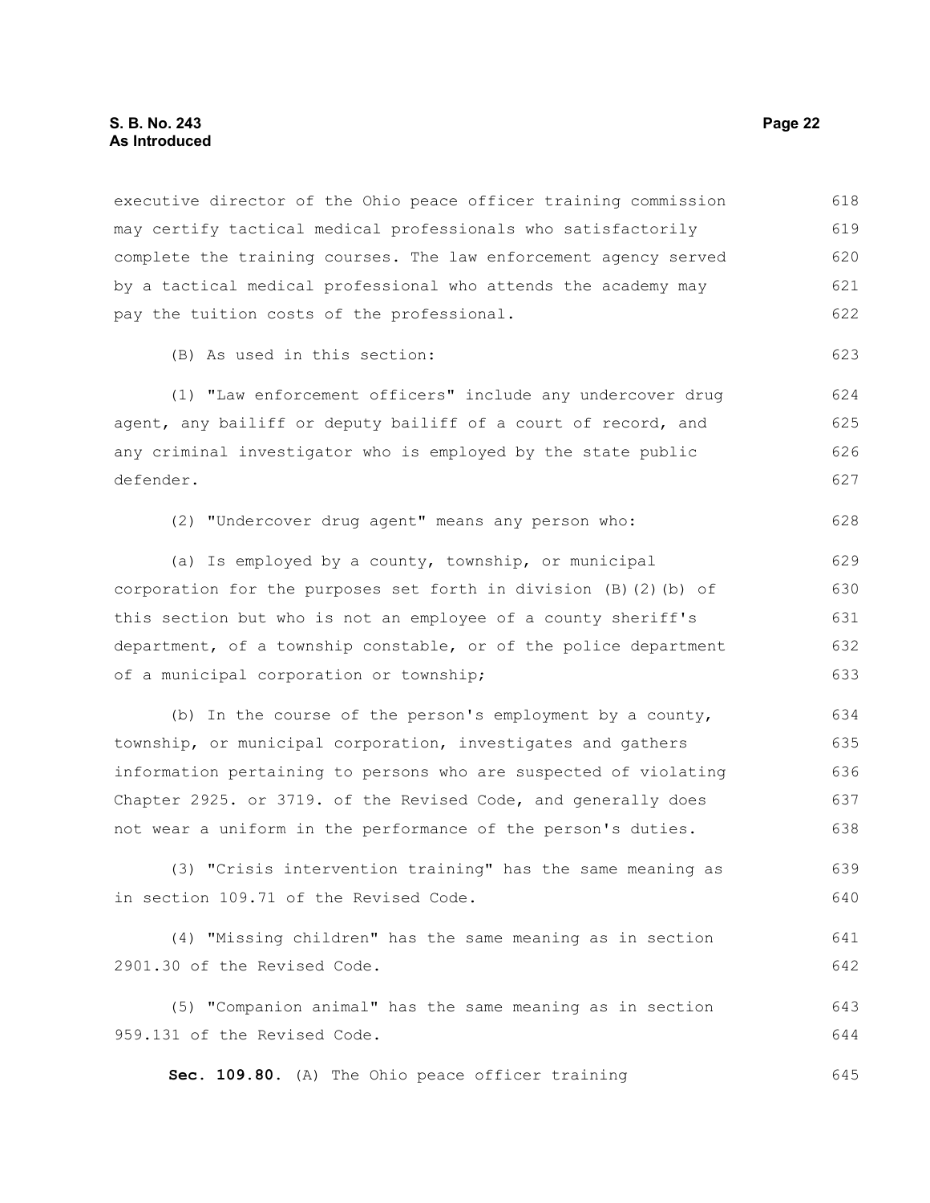executive director of the Ohio peace officer training commission may certify tactical medical professionals who satisfactorily complete the training courses. The law enforcement agency served by a tactical medical professional who attends the academy may pay the tuition costs of the professional.

(B) As used in this section:

(1) "Law enforcement officers" include any undercover drug agent, any bailiff or deputy bailiff of a court of record, and any criminal investigator who is employed by the state public defender.

(2) "Undercover drug agent" means any person who:

(a) Is employed by a county, township, or municipal corporation for the purposes set forth in division (B)(2)(b) of this section but who is not an employee of a county sheriff's department, of a township constable, or of the police department of a municipal corporation or township;

(b) In the course of the person's employment by a county, township, or municipal corporation, investigates and gathers information pertaining to persons who are suspected of violating Chapter 2925. or 3719. of the Revised Code, and generally does not wear a uniform in the performance of the person's duties.

(3) "Crisis intervention training" has the same meaning as in section 109.71 of the Revised Code.

(4) "Missing children" has the same meaning as in section 2901.30 of the Revised Code.

(5) "Companion animal" has the same meaning as in section 959.131 of the Revised Code.

**Sec. 109.80.** (A) The Ohio peace officer training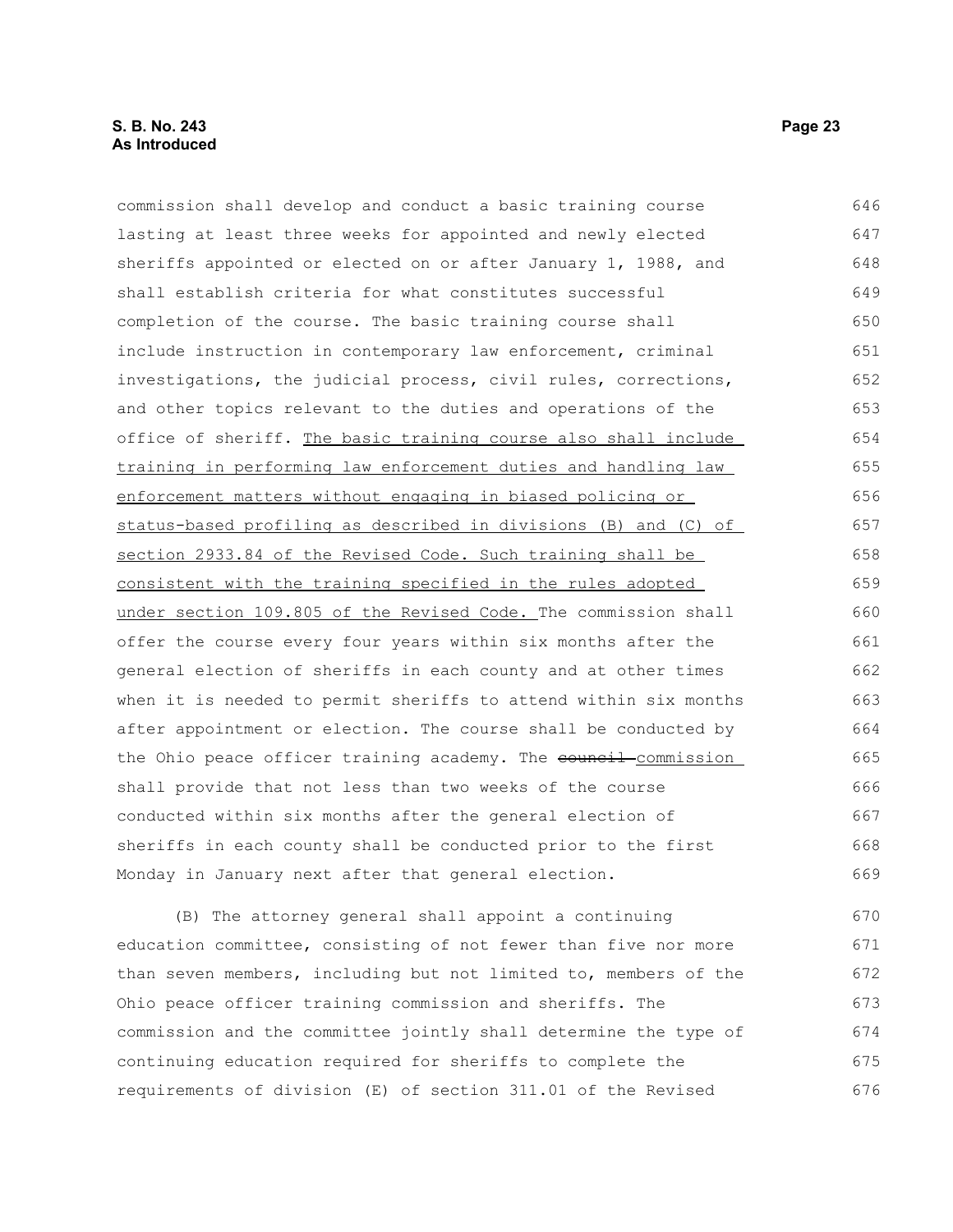commission shall develop and conduct a basic training course lasting at least three weeks for appointed and newly elected sheriffs appointed or elected on or after January 1, 1988, and shall establish criteria for what constitutes successful completion of the course. The basic training course shall include instruction in contemporary law enforcement, criminal investigations, the judicial process, civil rules, corrections, and other topics relevant to the duties and operations of the office of sheriff. <u>The basic training course also shall include training in performing law enforcement duties and handling law enforcement matters without engaging in biased policing or status-based profiling as described in divisions (B) and (C) of section 2933.84 of the Revised Code. Such training shall be consistent with the training specified in the rules adopted under section 109.805 of the Revised Code.</u> The commission shall offer the course every four years within six months after the general election of sheriffs in each county and at other times when it is needed to permit sheriffs to attend within six months after appointment or election. The course shall be conducted by the Ohio peace officer training academy. The ~~council~~ <u>commission</u> shall provide that not less than two weeks of the course conducted within six months after the general election of sheriffs in each county shall be conducted prior to the first Monday in January next after that general election.

(B) The attorney general shall appoint a continuing education committee, consisting of not fewer than five nor more than seven members, including but not limited to, members of the Ohio peace officer training commission and sheriffs. The commission and the committee jointly shall determine the type of continuing education required for sheriffs to complete the requirements of division (E) of section 311.01 of the Revised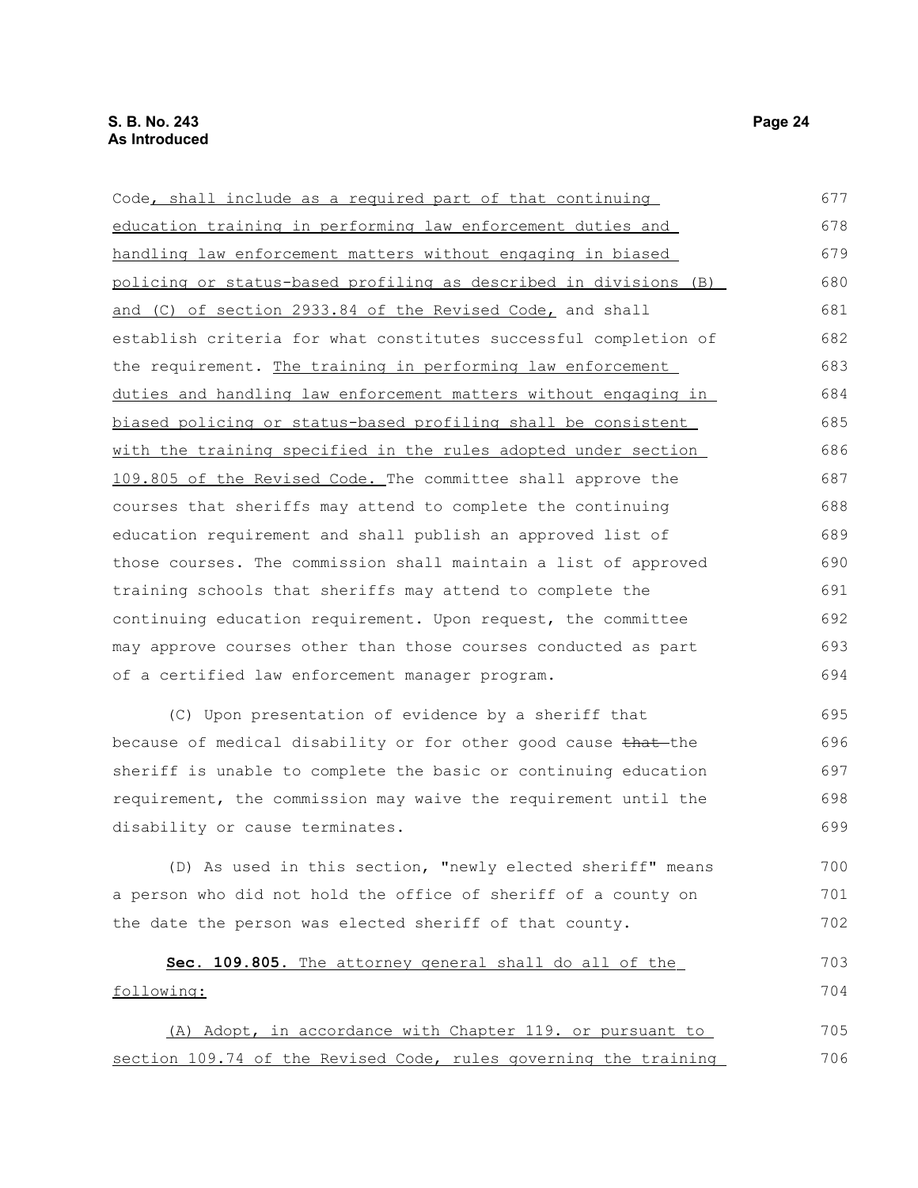Code, shall include as a required part of that continuing education training in performing law enforcement duties and handling law enforcement matters without engaging in biased policing or status-based profiling as described in divisions (B) and (C) of section 2933.84 of the Revised Code, and shall establish criteria for what constitutes successful completion of the requirement. The training in performing law enforcement duties and handling law enforcement matters without engaging in biased policing or status-based profiling shall be consistent with the training specified in the rules adopted under section 109.805 of the Revised Code. The committee shall approve the courses that sheriffs may attend to complete the continuing education requirement and shall publish an approved list of those courses. The commission shall maintain a list of approved training schools that sheriffs may attend to complete the continuing education requirement. Upon request, the committee may approve courses other than those courses conducted as part of a certified law enforcement manager program.

(C) Upon presentation of evidence by a sheriff that because of medical disability or for other good cause ~~that~~ the sheriff is unable to complete the basic or continuing education requirement, the commission may waive the requirement until the disability or cause terminates.

(D) As used in this section, "newly elected sheriff" means a person who did not hold the office of sheriff of a county on the date the person was elected sheriff of that county.

**Sec. 109.805.** The attorney general shall do all of the following:

(A) Adopt, in accordance with Chapter 119. or pursuant to section 109.74 of the Revised Code, rules governing the training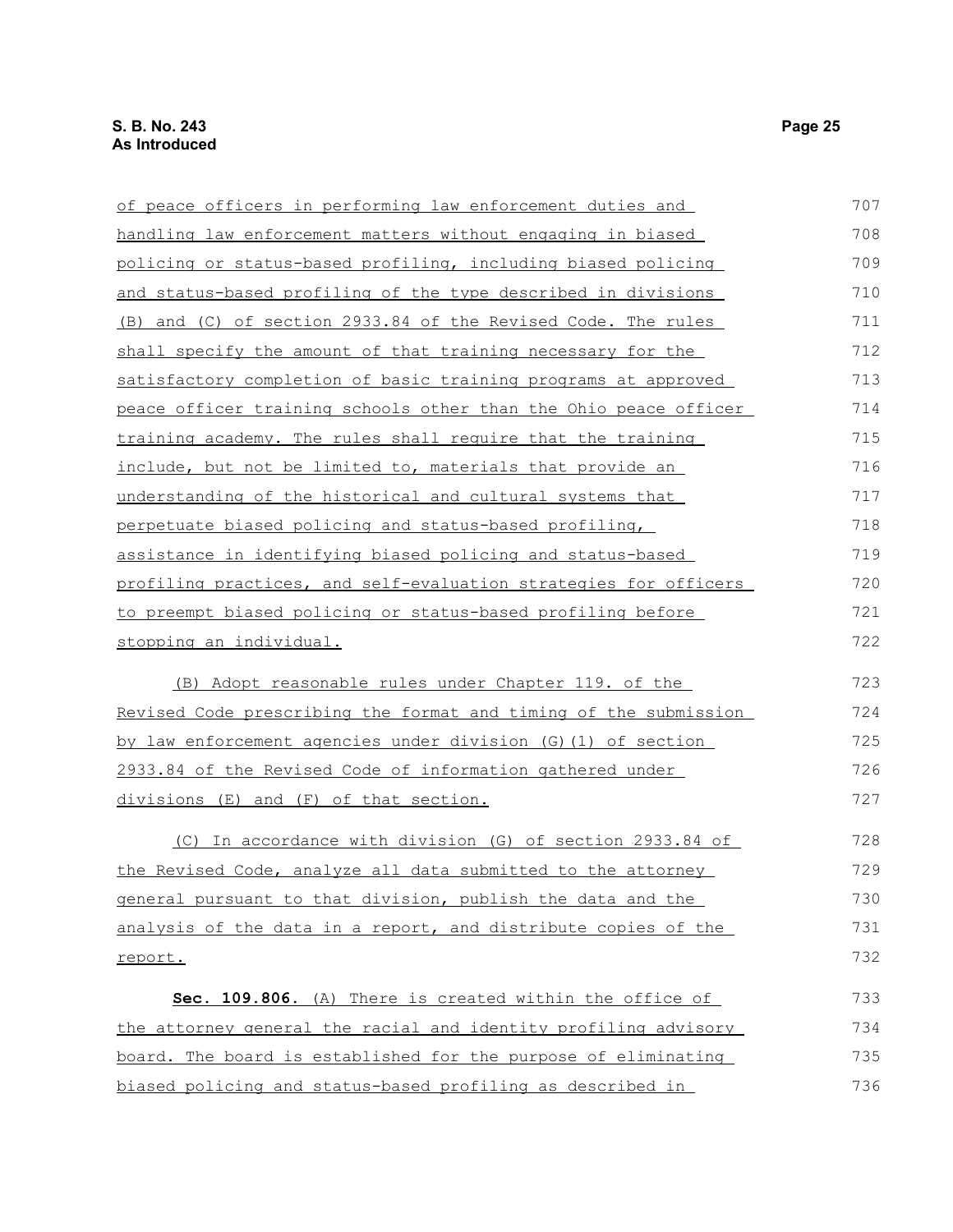of peace officers in performing law enforcement duties and handling law enforcement matters without engaging in biased policing or status-based profiling, including biased policing and status-based profiling of the type described in divisions (B) and (C) of section 2933.84 of the Revised Code. The rules shall specify the amount of that training necessary for the satisfactory completion of basic training programs at approved peace officer training schools other than the Ohio peace officer training academy. The rules shall require that the training include, but not be limited to, materials that provide an understanding of the historical and cultural systems that perpetuate biased policing and status-based profiling, assistance in identifying biased policing and status-based profiling practices, and self-evaluation strategies for officers to preempt biased policing or status-based profiling before stopping an individual.

(B) Adopt reasonable rules under Chapter 119. of the Revised Code prescribing the format and timing of the submission by law enforcement agencies under division (G)(1) of section 2933.84 of the Revised Code of information gathered under divisions (E) and (F) of that section.

(C) In accordance with division (G) of section 2933.84 of the Revised Code, analyze all data submitted to the attorney general pursuant to that division, publish the data and the analysis of the data in a report, and distribute copies of the report.

**Sec. 109.806.** (A) There is created within the office of the attorney general the racial and identity profiling advisory board. The board is established for the purpose of eliminating biased policing and status-based profiling as described in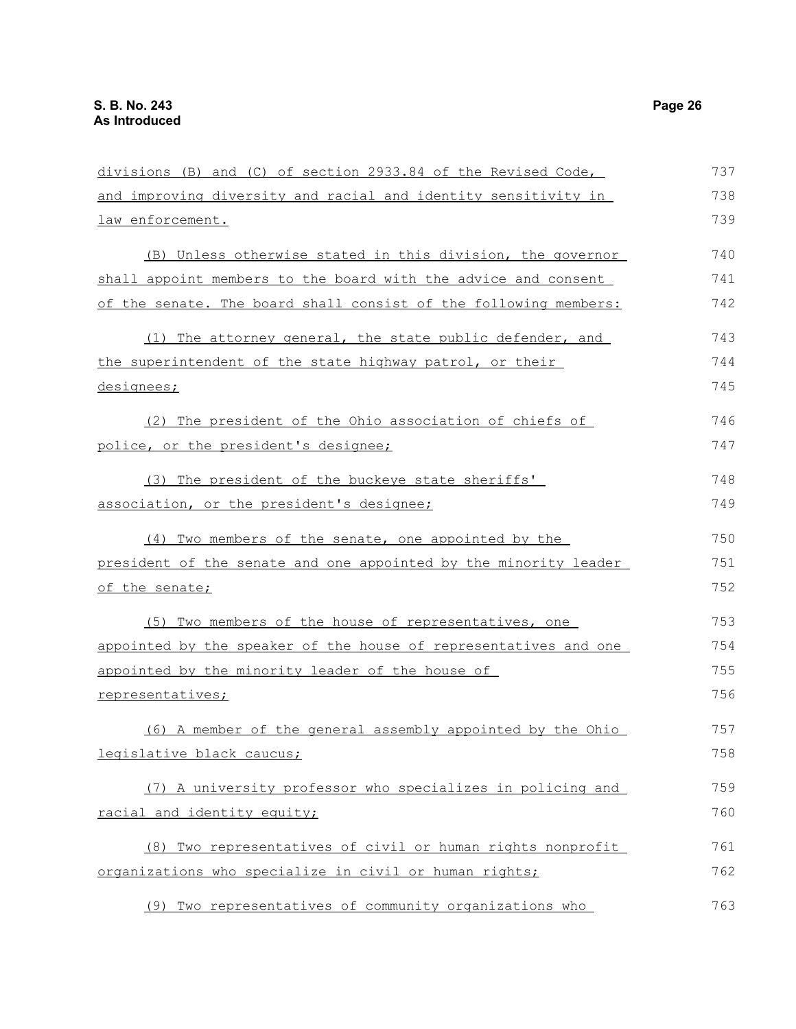divisions (B) and (C) of section 2933.84 of the Revised Code, and improving diversity and racial and identity sensitivity in law enforcement.

(B) Unless otherwise stated in this division, the governor shall appoint members to the board with the advice and consent of the senate. The board shall consist of the following members:

(1) The attorney general, the state public defender, and the superintendent of the state highway patrol, or their designees;

(2) The president of the Ohio association of chiefs of police, or the president's designee;

(3) The president of the buckeye state sheriffs' association, or the president's designee;

(4) Two members of the senate, one appointed by the president of the senate and one appointed by the minority leader of the senate;

(5) Two members of the house of representatives, one appointed by the speaker of the house of representatives and one appointed by the minority leader of the house of representatives;

(6) A member of the general assembly appointed by the Ohio legislative black caucus;

(7) A university professor who specializes in policing and racial and identity equity;

(8) Two representatives of civil or human rights nonprofit organizations who specialize in civil or human rights;

(9) Two representatives of community organizations who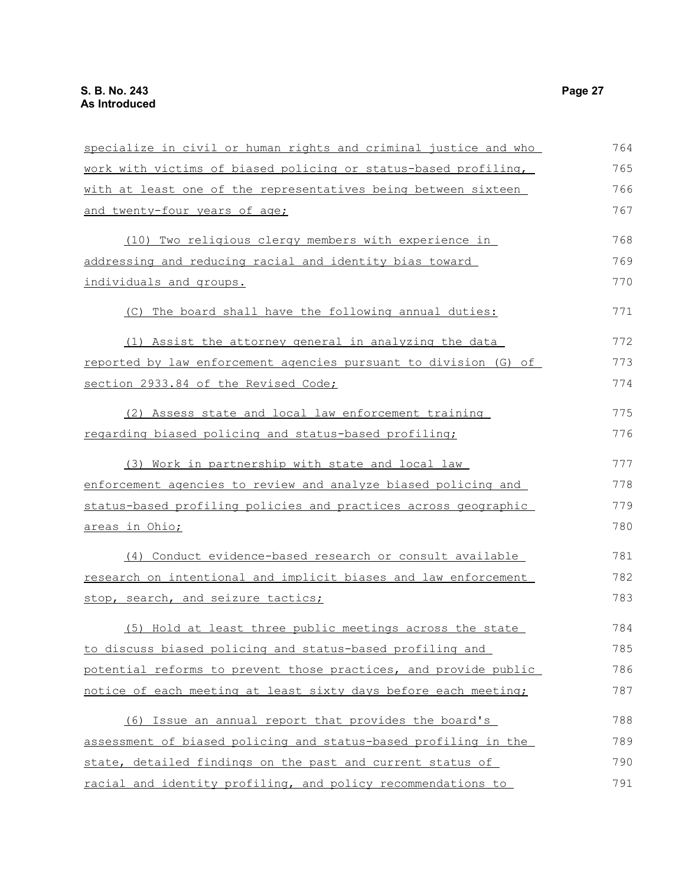specialize in civil or human rights and criminal justice and who work with victims of biased policing or status-based profiling, with at least one of the representatives being between sixteen and twenty-four years of age;

(10) Two religious clergy members with experience in addressing and reducing racial and identity bias toward individuals and groups.

(C) The board shall have the following annual duties:

(1) Assist the attorney general in analyzing the data reported by law enforcement agencies pursuant to division (G) of section 2933.84 of the Revised Code;

(2) Assess state and local law enforcement training regarding biased policing and status-based profiling;

(3) Work in partnership with state and local law enforcement agencies to review and analyze biased policing and status-based profiling policies and practices across geographic areas in Ohio;

(4) Conduct evidence-based research or consult available research on intentional and implicit biases and law enforcement stop, search, and seizure tactics;

(5) Hold at least three public meetings across the state to discuss biased policing and status-based profiling and potential reforms to prevent those practices, and provide public notice of each meeting at least sixty days before each meeting;

(6) Issue an annual report that provides the board's assessment of biased policing and status-based profiling in the state, detailed findings on the past and current status of racial and identity profiling, and policy recommendations to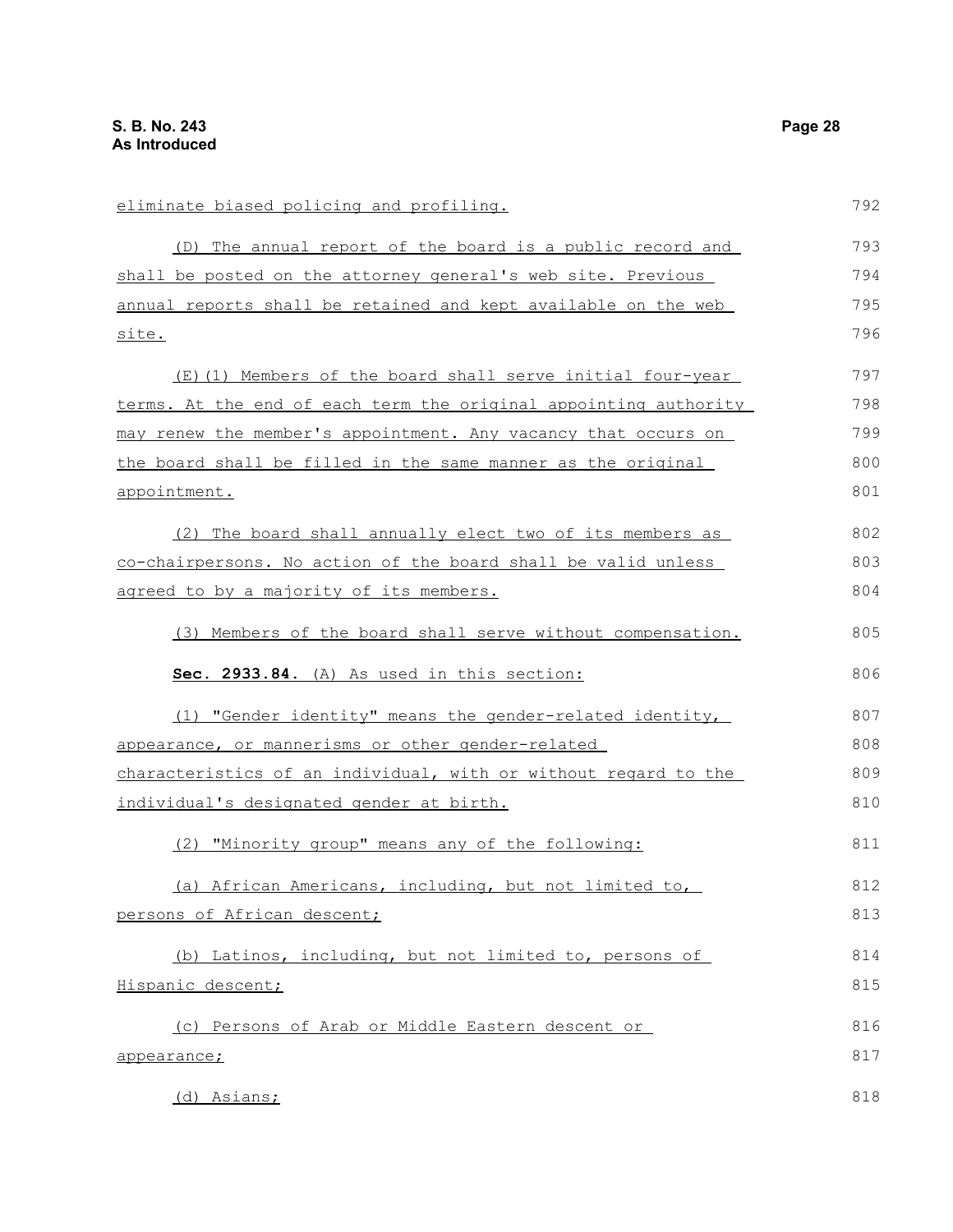eliminate biased policing and profiling.

(D) The annual report of the board is a public record and shall be posted on the attorney general's web site. Previous annual reports shall be retained and kept available on the web site.

(E)(1) Members of the board shall serve initial four-year terms. At the end of each term the original appointing authority may renew the member's appointment. Any vacancy that occurs on the board shall be filled in the same manner as the original appointment.

(2) The board shall annually elect two of its members as co-chairpersons. No action of the board shall be valid unless agreed to by a majority of its members.

(3) Members of the board shall serve without compensation.

**Sec. 2933.84.** (A) As used in this section:

(1) "Gender identity" means the gender-related identity, appearance, or mannerisms or other gender-related characteristics of an individual, with or without regard to the individual's designated gender at birth.

(2) "Minority group" means any of the following:

(a) African Americans, including, but not limited to, persons of African descent;

(b) Latinos, including, but not limited to, persons of Hispanic descent;

(c) Persons of Arab or Middle Eastern descent or appearance;

(d) Asians;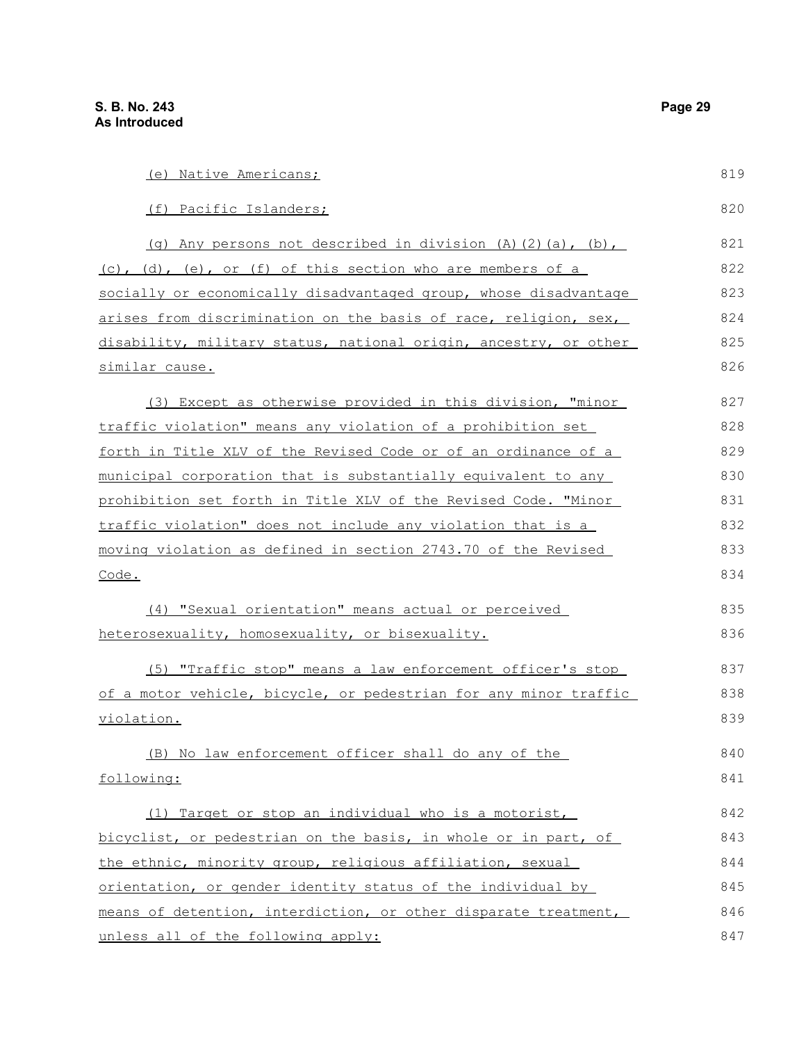(e) Native Americans;

(f) Pacific Islanders;

(g) Any persons not described in division (A)(2)(a), (b), (c), (d), (e), or (f) of this section who are members of a socially or economically disadvantaged group, whose disadvantage arises from discrimination on the basis of race, religion, sex, disability, military status, national origin, ancestry, or other similar cause.

(3) Except as otherwise provided in this division, "minor traffic violation" means any violation of a prohibition set forth in Title XLV of the Revised Code or of an ordinance of a municipal corporation that is substantially equivalent to any prohibition set forth in Title XLV of the Revised Code. "Minor traffic violation" does not include any violation that is a moving violation as defined in section 2743.70 of the Revised Code.

(4) "Sexual orientation" means actual or perceived heterosexuality, homosexuality, or bisexuality.

(5) "Traffic stop" means a law enforcement officer's stop of a motor vehicle, bicycle, or pedestrian for any minor traffic violation.

(B) No law enforcement officer shall do any of the following:

(1) Target or stop an individual who is a motorist, bicyclist, or pedestrian on the basis, in whole or in part, of the ethnic, minority group, religious affiliation, sexual orientation, or gender identity status of the individual by means of detention, interdiction, or other disparate treatment, unless all of the following apply: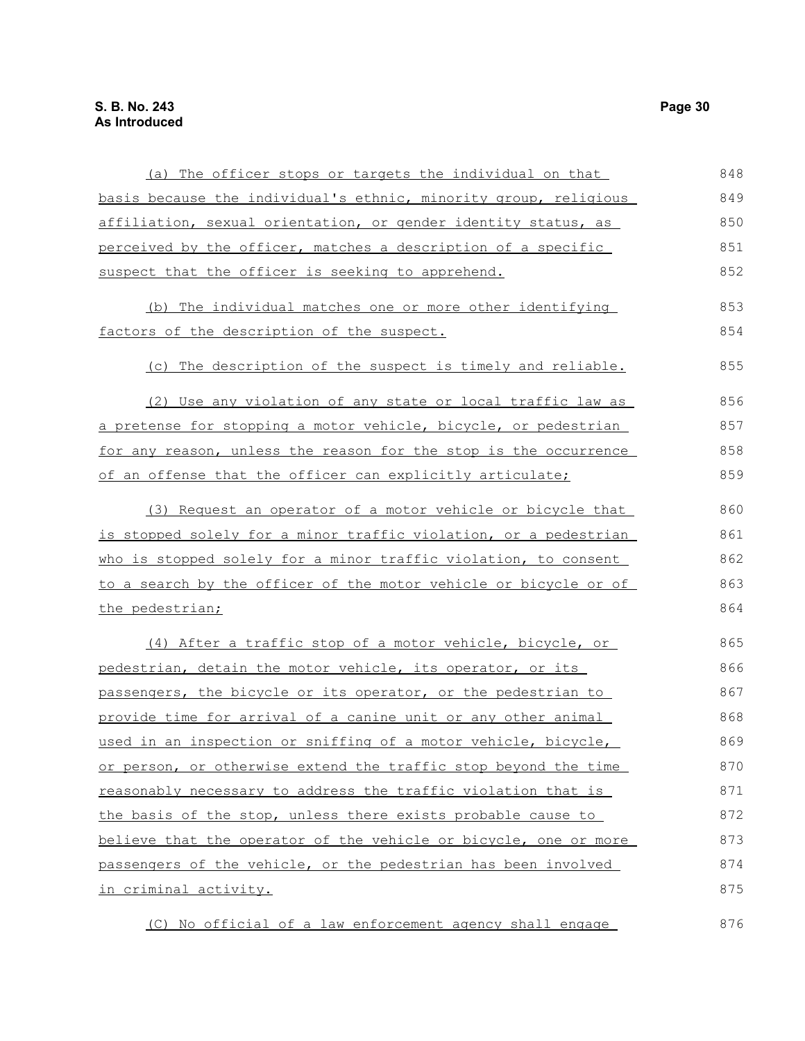(a) The officer stops or targets the individual on that basis because the individual's ethnic, minority group, religious affiliation, sexual orientation, or gender identity status, as perceived by the officer, matches a description of a specific suspect that the officer is seeking to apprehend.

(b) The individual matches one or more other identifying factors of the description of the suspect.

(c) The description of the suspect is timely and reliable.

(2) Use any violation of any state or local traffic law as a pretense for stopping a motor vehicle, bicycle, or pedestrian for any reason, unless the reason for the stop is the occurrence of an offense that the officer can explicitly articulate;

(3) Request an operator of a motor vehicle or bicycle that is stopped solely for a minor traffic violation, or a pedestrian who is stopped solely for a minor traffic violation, to consent to a search by the officer of the motor vehicle or bicycle or of the pedestrian;

(4) After a traffic stop of a motor vehicle, bicycle, or pedestrian, detain the motor vehicle, its operator, or its passengers, the bicycle or its operator, or the pedestrian to provide time for arrival of a canine unit or any other animal used in an inspection or sniffing of a motor vehicle, bicycle, or person, or otherwise extend the traffic stop beyond the time reasonably necessary to address the traffic violation that is the basis of the stop, unless there exists probable cause to believe that the operator of the vehicle or bicycle, one or more passengers of the vehicle, or the pedestrian has been involved in criminal activity.

(C) No official of a law enforcement agency shall engage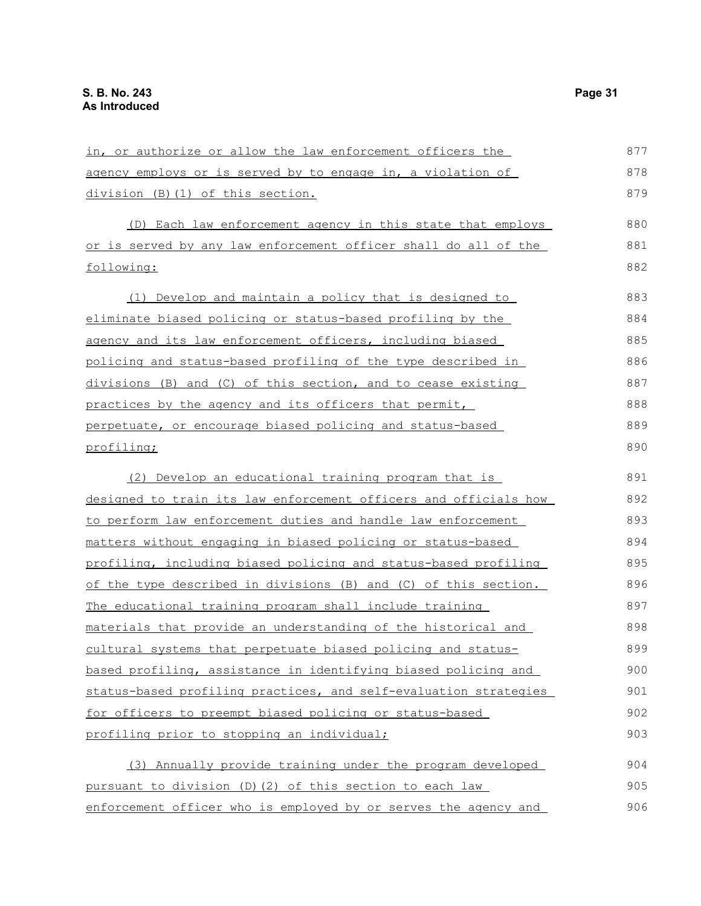in, or authorize or allow the law enforcement officers the agency employs or is served by to engage in, a violation of division (B)(1) of this section.

(D) Each law enforcement agency in this state that employs or is served by any law enforcement officer shall do all of the following:

(1) Develop and maintain a policy that is designed to eliminate biased policing or status-based profiling by the agency and its law enforcement officers, including biased policing and status-based profiling of the type described in divisions (B) and (C) of this section, and to cease existing practices by the agency and its officers that permit, perpetuate, or encourage biased policing and status-based profiling;

(2) Develop an educational training program that is designed to train its law enforcement officers and officials how to perform law enforcement duties and handle law enforcement matters without engaging in biased policing or status-based profiling, including biased policing and status-based profiling of the type described in divisions (B) and (C) of this section. The educational training program shall include training materials that provide an understanding of the historical and cultural systems that perpetuate biased policing and status-based profiling, assistance in identifying biased policing and status-based profiling practices, and self-evaluation strategies for officers to preempt biased policing or status-based profiling prior to stopping an individual;

(3) Annually provide training under the program developed pursuant to division (D)(2) of this section to each law enforcement officer who is employed by or serves the agency and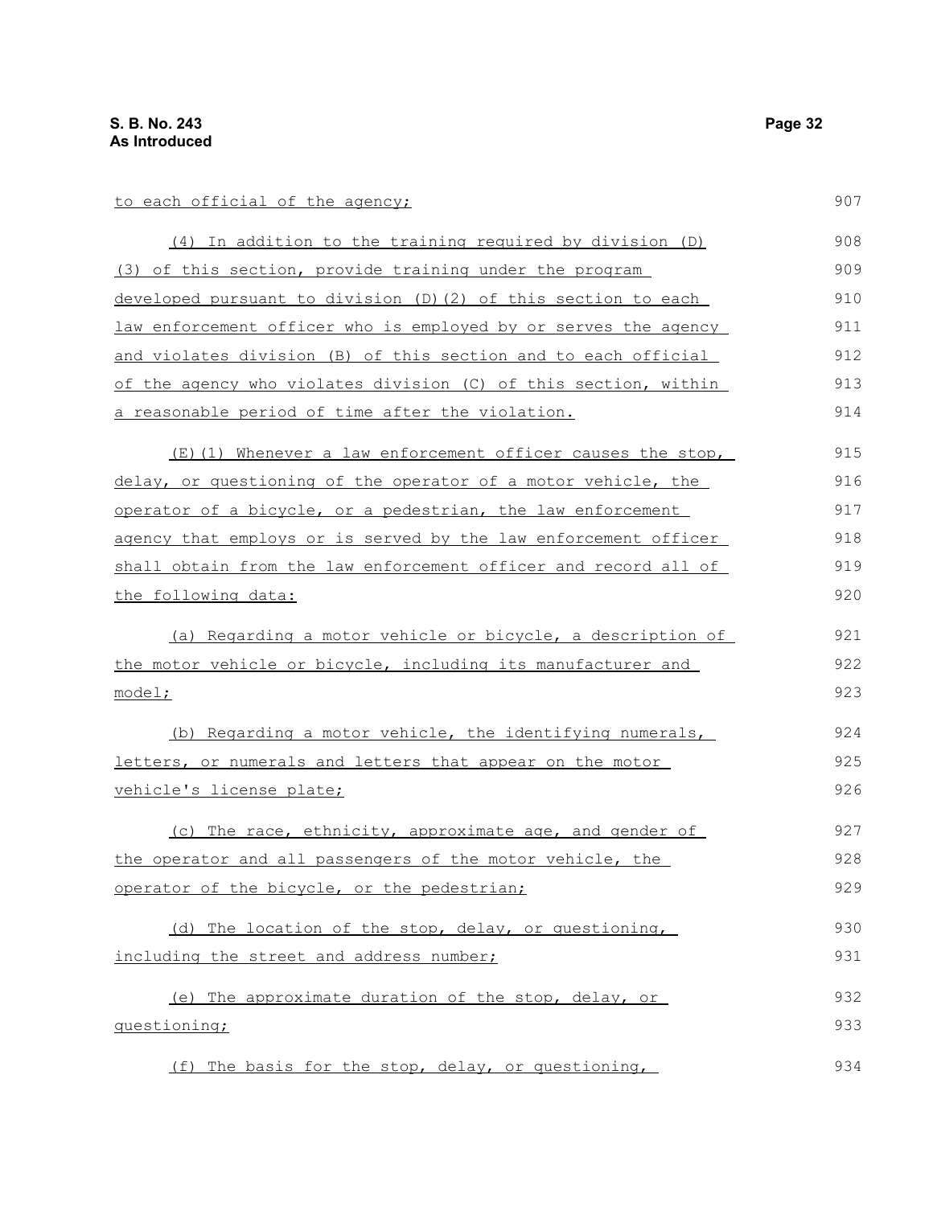to each official of the agency;

(4) In addition to the training required by division (D)(3) of this section, provide training under the program developed pursuant to division (D)(2) of this section to each law enforcement officer who is employed by or serves the agency and violates division (B) of this section and to each official of the agency who violates division (C) of this section, within a reasonable period of time after the violation.

(E)(1) Whenever a law enforcement officer causes the stop, delay, or questioning of the operator of a motor vehicle, the operator of a bicycle, or a pedestrian, the law enforcement agency that employs or is served by the law enforcement officer shall obtain from the law enforcement officer and record all of the following data:

(a) Regarding a motor vehicle or bicycle, a description of the motor vehicle or bicycle, including its manufacturer and model;

(b) Regarding a motor vehicle, the identifying numerals, letters, or numerals and letters that appear on the motor vehicle's license plate;

(c) The race, ethnicity, approximate age, and gender of the operator and all passengers of the motor vehicle, the operator of the bicycle, or the pedestrian;

(d) The location of the stop, delay, or questioning, including the street and address number;

(e) The approximate duration of the stop, delay, or questioning;

(f) The basis for the stop, delay, or questioning,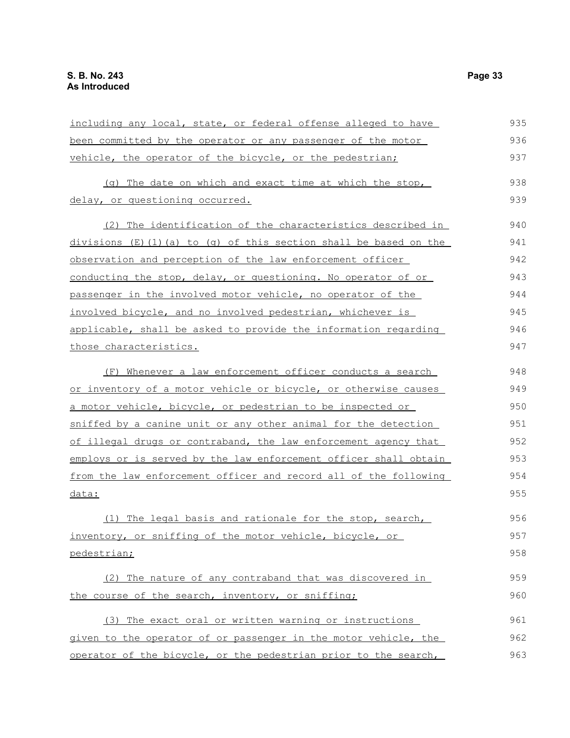including any local, state, or federal offense alleged to have been committed by the operator or any passenger of the motor vehicle, the operator of the bicycle, or the pedestrian;

(g) The date on which and exact time at which the stop, delay, or questioning occurred.

(2) The identification of the characteristics described in divisions (E)(1)(a) to (g) of this section shall be based on the observation and perception of the law enforcement officer conducting the stop, delay, or questioning. No operator of or passenger in the involved motor vehicle, no operator of the involved bicycle, and no involved pedestrian, whichever is applicable, shall be asked to provide the information regarding those characteristics.

(F) Whenever a law enforcement officer conducts a search or inventory of a motor vehicle or bicycle, or otherwise causes a motor vehicle, bicycle, or pedestrian to be inspected or sniffed by a canine unit or any other animal for the detection of illegal drugs or contraband, the law enforcement agency that employs or is served by the law enforcement officer shall obtain from the law enforcement officer and record all of the following data:

(1) The legal basis and rationale for the stop, search, inventory, or sniffing of the motor vehicle, bicycle, or pedestrian;

(2) The nature of any contraband that was discovered in the course of the search, inventory, or sniffing;

(3) The exact oral or written warning or instructions given to the operator of or passenger in the motor vehicle, the operator of the bicycle, or the pedestrian prior to the search,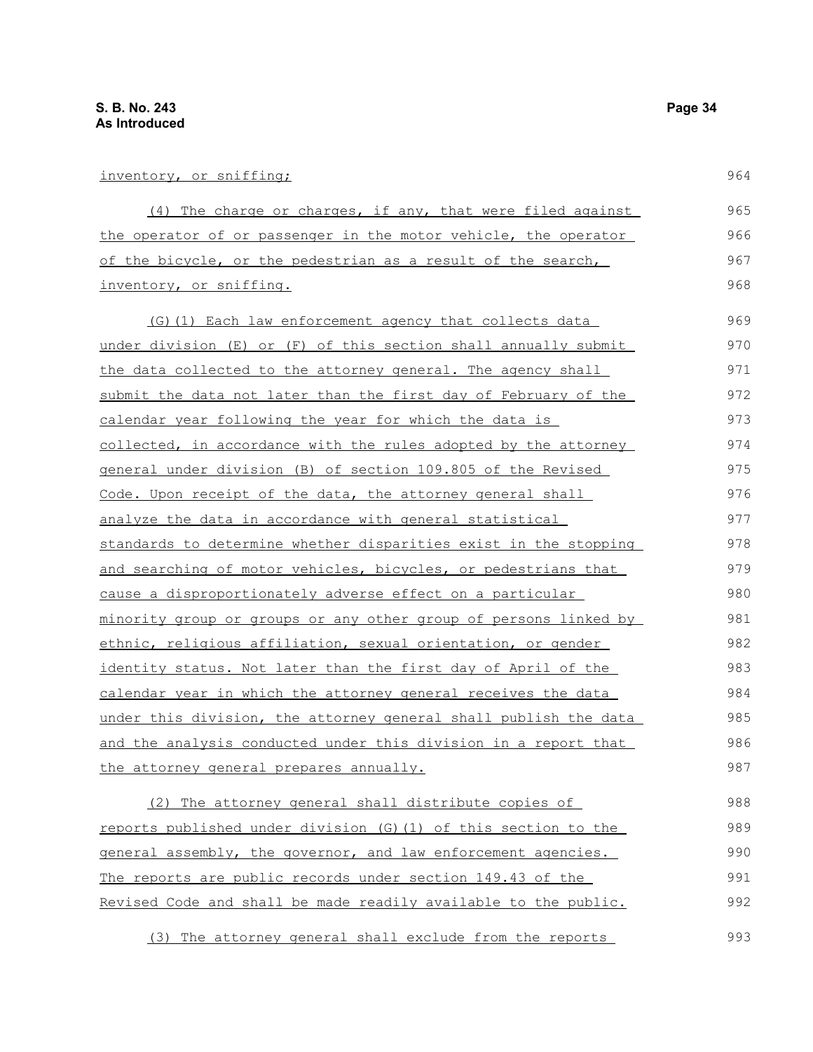inventory, or sniffing;

(4) The charge or charges, if any, that were filed against the operator of or passenger in the motor vehicle, the operator of the bicycle, or the pedestrian as a result of the search, inventory, or sniffing.

(G)(1) Each law enforcement agency that collects data under division (E) or (F) of this section shall annually submit the data collected to the attorney general. The agency shall submit the data not later than the first day of February of the calendar year following the year for which the data is collected, in accordance with the rules adopted by the attorney general under division (B) of section 109.805 of the Revised Code. Upon receipt of the data, the attorney general shall analyze the data in accordance with general statistical standards to determine whether disparities exist in the stopping and searching of motor vehicles, bicycles, or pedestrians that cause a disproportionately adverse effect on a particular minority group or groups or any other group of persons linked by ethnic, religious affiliation, sexual orientation, or gender identity status. Not later than the first day of April of the calendar year in which the attorney general receives the data under this division, the attorney general shall publish the data and the analysis conducted under this division in a report that the attorney general prepares annually.

(2) The attorney general shall distribute copies of reports published under division (G)(1) of this section to the general assembly, the governor, and law enforcement agencies. The reports are public records under section 149.43 of the Revised Code and shall be made readily available to the public.

(3) The attorney general shall exclude from the reports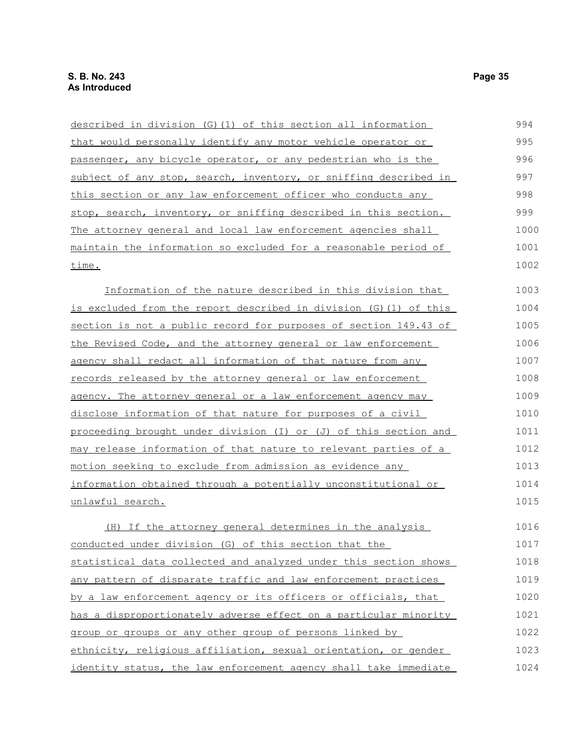described in division (G)(1) of this section all information that would personally identify any motor vehicle operator or passenger, any bicycle operator, or any pedestrian who is the subject of any stop, search, inventory, or sniffing described in this section or any law enforcement officer who conducts any stop, search, inventory, or sniffing described in this section. The attorney general and local law enforcement agencies shall maintain the information so excluded for a reasonable period of time.

Information of the nature described in this division that is excluded from the report described in division (G)(1) of this section is not a public record for purposes of section 149.43 of the Revised Code, and the attorney general or law enforcement agency shall redact all information of that nature from any records released by the attorney general or law enforcement agency. The attorney general or a law enforcement agency may disclose information of that nature for purposes of a civil proceeding brought under division (I) or (J) of this section and may release information of that nature to relevant parties of a motion seeking to exclude from admission as evidence any information obtained through a potentially unconstitutional or unlawful search.

(H) If the attorney general determines in the analysis conducted under division (G) of this section that the statistical data collected and analyzed under this section shows any pattern of disparate traffic and law enforcement practices by a law enforcement agency or its officers or officials, that has a disproportionately adverse effect on a particular minority group or groups or any other group of persons linked by ethnicity, religious affiliation, sexual orientation, or gender identity status, the law enforcement agency shall take immediate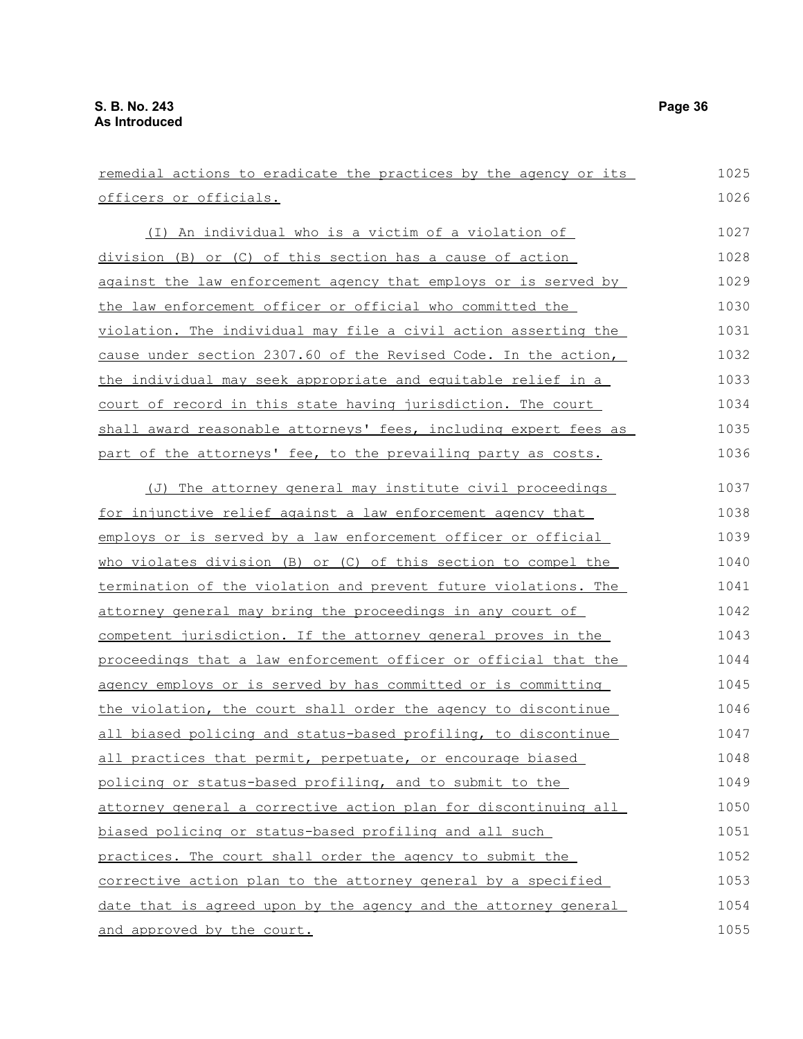remedial actions to eradicate the practices by the agency or its officers or officials.

(I) An individual who is a victim of a violation of division (B) or (C) of this section has a cause of action against the law enforcement agency that employs or is served by the law enforcement officer or official who committed the violation. The individual may file a civil action asserting the cause under section 2307.60 of the Revised Code. In the action, the individual may seek appropriate and equitable relief in a court of record in this state having jurisdiction. The court shall award reasonable attorneys' fees, including expert fees as part of the attorneys' fee, to the prevailing party as costs.

(J) The attorney general may institute civil proceedings for injunctive relief against a law enforcement agency that employs or is served by a law enforcement officer or official who violates division (B) or (C) of this section to compel the termination of the violation and prevent future violations. The attorney general may bring the proceedings in any court of competent jurisdiction. If the attorney general proves in the proceedings that a law enforcement officer or official that the agency employs or is served by has committed or is committing the violation, the court shall order the agency to discontinue all biased policing and status-based profiling, to discontinue all practices that permit, perpetuate, or encourage biased policing or status-based profiling, and to submit to the attorney general a corrective action plan for discontinuing all biased policing or status-based profiling and all such practices. The court shall order the agency to submit the corrective action plan to the attorney general by a specified date that is agreed upon by the agency and the attorney general and approved by the court.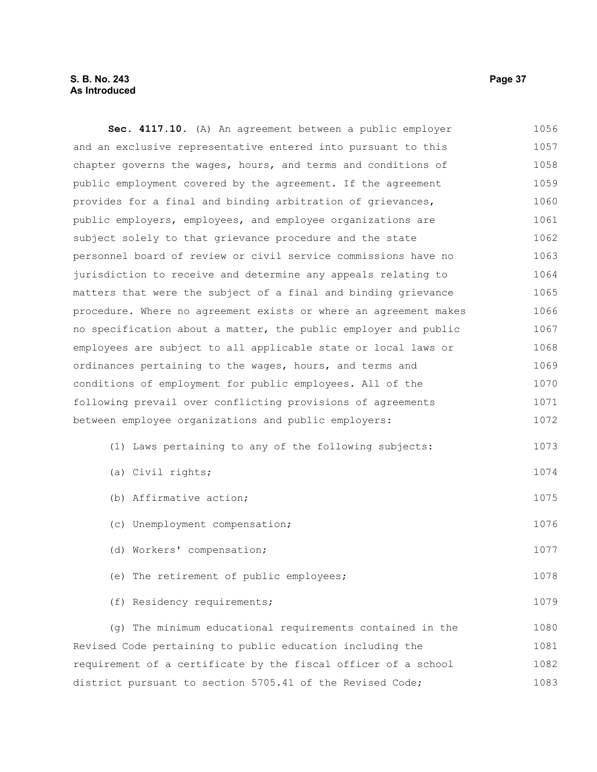**Sec. 4117.10.** (A) An agreement between a public employer and an exclusive representative entered into pursuant to this chapter governs the wages, hours, and terms and conditions of public employment covered by the agreement. If the agreement provides for a final and binding arbitration of grievances, public employers, employees, and employee organizations are subject solely to that grievance procedure and the state personnel board of review or civil service commissions have no jurisdiction to receive and determine any appeals relating to matters that were the subject of a final and binding grievance procedure. Where no agreement exists or where an agreement makes no specification about a matter, the public employer and public employees are subject to all applicable state or local laws or ordinances pertaining to the wages, hours, and terms and conditions of employment for public employees. All of the following prevail over conflicting provisions of agreements between employee organizations and public employers:

(1) Laws pertaining to any of the following subjects:

(a) Civil rights;

(b) Affirmative action;

(c) Unemployment compensation;

(d) Workers' compensation;

(e) The retirement of public employees;

(f) Residency requirements;

(g) The minimum educational requirements contained in the Revised Code pertaining to public education including the requirement of a certificate by the fiscal officer of a school district pursuant to section 5705.41 of the Revised Code;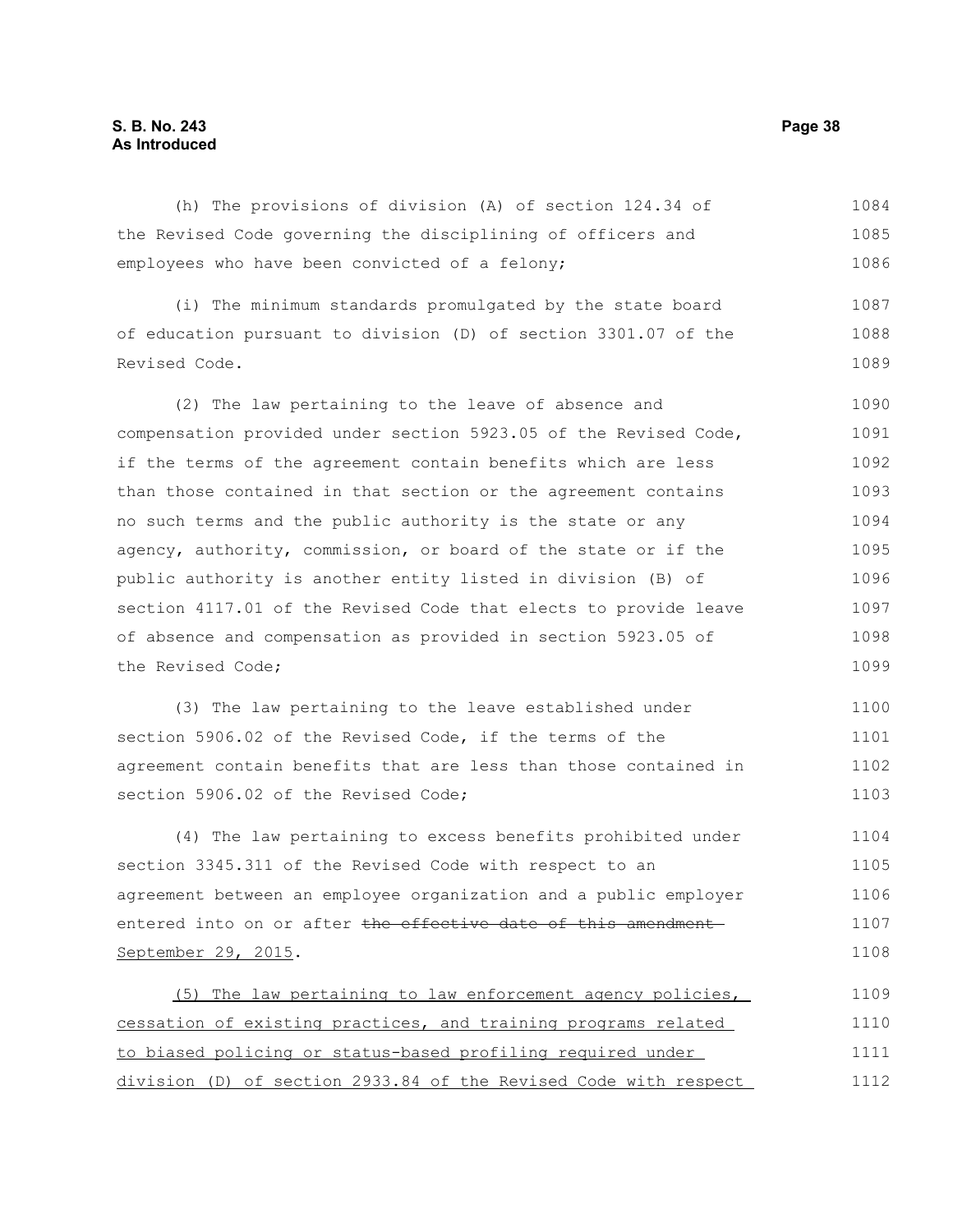(h) The provisions of division (A) of section 124.34 of the Revised Code governing the disciplining of officers and employees who have been convicted of a felony;

(i) The minimum standards promulgated by the state board of education pursuant to division (D) of section 3301.07 of the Revised Code.

(2) The law pertaining to the leave of absence and compensation provided under section 5923.05 of the Revised Code, if the terms of the agreement contain benefits which are less than those contained in that section or the agreement contains no such terms and the public authority is the state or any agency, authority, commission, or board of the state or if the public authority is another entity listed in division (B) of section 4117.01 of the Revised Code that elects to provide leave of absence and compensation as provided in section 5923.05 of the Revised Code;

(3) The law pertaining to the leave established under section 5906.02 of the Revised Code, if the terms of the agreement contain benefits that are less than those contained in section 5906.02 of the Revised Code;

(4) The law pertaining to excess benefits prohibited under section 3345.311 of the Revised Code with respect to an agreement between an employee organization and a public employer entered into on or after ~~the effective date of this amendment~~ <u>September 29, 2015</u>.

<u>(5) The law pertaining to law enforcement agency policies, cessation of existing practices, and training programs related to biased policing or status-based profiling required under division (D) of section 2933.84 of the Revised Code with respect</u>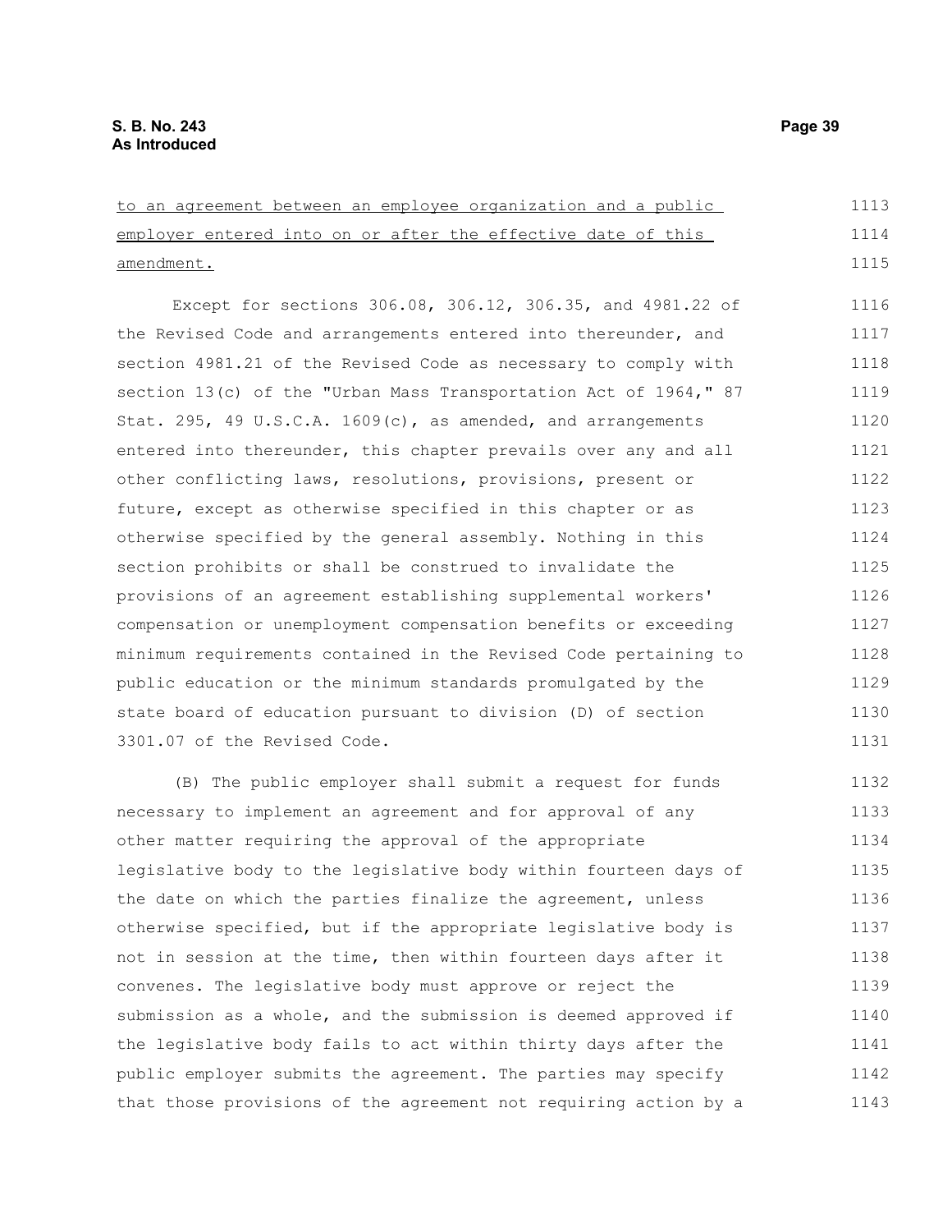to an agreement between an employee organization and a public employer entered into on or after the effective date of this amendment.

Except for sections 306.08, 306.12, 306.35, and 4981.22 of the Revised Code and arrangements entered into thereunder, and section 4981.21 of the Revised Code as necessary to comply with section 13(c) of the "Urban Mass Transportation Act of 1964," 87 Stat. 295, 49 U.S.C.A. 1609(c), as amended, and arrangements entered into thereunder, this chapter prevails over any and all other conflicting laws, resolutions, provisions, present or future, except as otherwise specified in this chapter or as otherwise specified by the general assembly. Nothing in this section prohibits or shall be construed to invalidate the provisions of an agreement establishing supplemental workers' compensation or unemployment compensation benefits or exceeding minimum requirements contained in the Revised Code pertaining to public education or the minimum standards promulgated by the state board of education pursuant to division (D) of section 3301.07 of the Revised Code.

(B) The public employer shall submit a request for funds necessary to implement an agreement and for approval of any other matter requiring the approval of the appropriate legislative body to the legislative body within fourteen days of the date on which the parties finalize the agreement, unless otherwise specified, but if the appropriate legislative body is not in session at the time, then within fourteen days after it convenes. The legislative body must approve or reject the submission as a whole, and the submission is deemed approved if the legislative body fails to act within thirty days after the public employer submits the agreement. The parties may specify that those provisions of the agreement not requiring action by a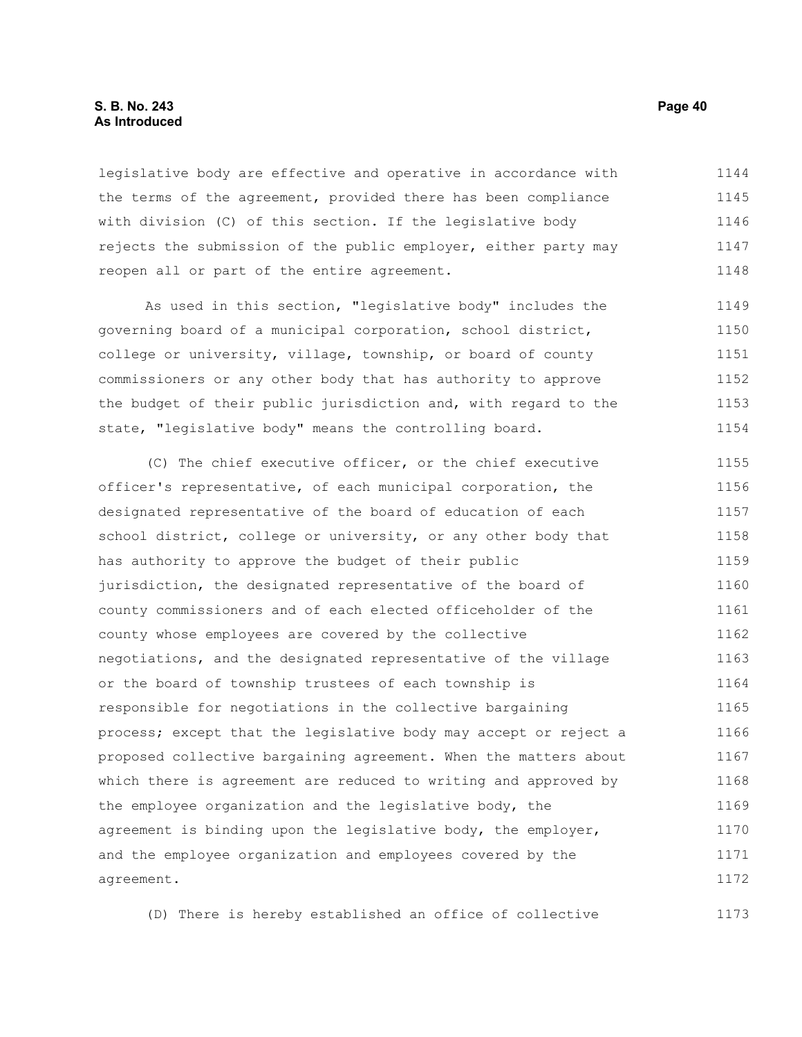legislative body are effective and operative in accordance with the terms of the agreement, provided there has been compliance with division (C) of this section. If the legislative body rejects the submission of the public employer, either party may reopen all or part of the entire agreement.

As used in this section, "legislative body" includes the governing board of a municipal corporation, school district, college or university, village, township, or board of county commissioners or any other body that has authority to approve the budget of their public jurisdiction and, with regard to the state, "legislative body" means the controlling board.

(C) The chief executive officer, or the chief executive officer's representative, of each municipal corporation, the designated representative of the board of education of each school district, college or university, or any other body that has authority to approve the budget of their public jurisdiction, the designated representative of the board of county commissioners and of each elected officeholder of the county whose employees are covered by the collective negotiations, and the designated representative of the village or the board of township trustees of each township is responsible for negotiations in the collective bargaining process; except that the legislative body may accept or reject a proposed collective bargaining agreement. When the matters about which there is agreement are reduced to writing and approved by the employee organization and the legislative body, the agreement is binding upon the legislative body, the employer, and the employee organization and employees covered by the agreement.

(D) There is hereby established an office of collective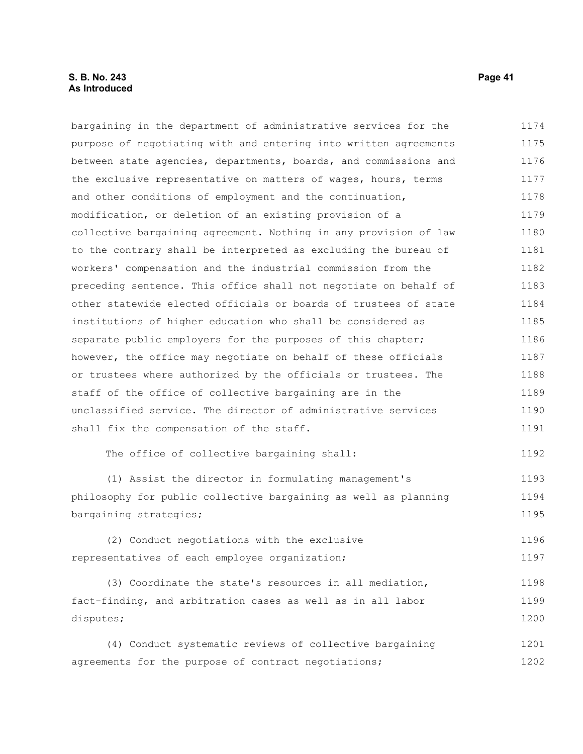bargaining in the department of administrative services for the purpose of negotiating with and entering into written agreements between state agencies, departments, boards, and commissions and the exclusive representative on matters of wages, hours, terms and other conditions of employment and the continuation, modification, or deletion of an existing provision of a collective bargaining agreement. Nothing in any provision of law to the contrary shall be interpreted as excluding the bureau of workers' compensation and the industrial commission from the preceding sentence. This office shall not negotiate on behalf of other statewide elected officials or boards of trustees of state institutions of higher education who shall be considered as separate public employers for the purposes of this chapter; however, the office may negotiate on behalf of these officials or trustees where authorized by the officials or trustees. The staff of the office of collective bargaining are in the unclassified service. The director of administrative services shall fix the compensation of the staff.

The office of collective bargaining shall:

(1) Assist the director in formulating management's philosophy for public collective bargaining as well as planning bargaining strategies;

(2) Conduct negotiations with the exclusive representatives of each employee organization;

(3) Coordinate the state's resources in all mediation, fact-finding, and arbitration cases as well as in all labor disputes;

(4) Conduct systematic reviews of collective bargaining agreements for the purpose of contract negotiations;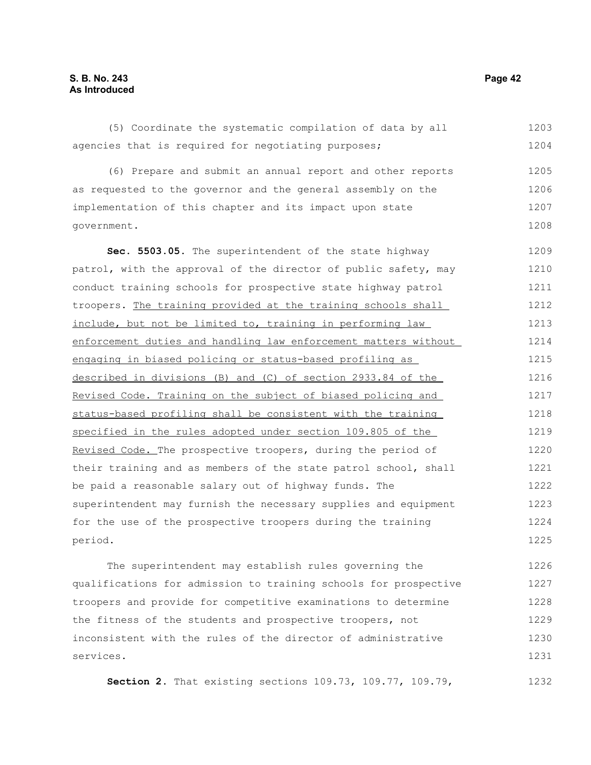(5) Coordinate the systematic compilation of data by all agencies that is required for negotiating purposes;

(6) Prepare and submit an annual report and other reports as requested to the governor and the general assembly on the implementation of this chapter and its impact upon state government.

**Sec. 5503.05.** The superintendent of the state highway patrol, with the approval of the director of public safety, may conduct training schools for prospective state highway patrol troopers. The training provided at the training schools shall include, but not be limited to, training in performing law enforcement duties and handling law enforcement matters without engaging in biased policing or status-based profiling as described in divisions (B) and (C) of section 2933.84 of the Revised Code. Training on the subject of biased policing and status-based profiling shall be consistent with the training specified in the rules adopted under section 109.805 of the Revised Code. The prospective troopers, during the period of their training and as members of the state patrol school, shall be paid a reasonable salary out of highway funds. The superintendent may furnish the necessary supplies and equipment for the use of the prospective troopers during the training period.

The superintendent may establish rules governing the qualifications for admission to training schools for prospective troopers and provide for competitive examinations to determine the fitness of the students and prospective troopers, not inconsistent with the rules of the director of administrative services.

**Section 2.** That existing sections 109.73, 109.77, 109.79,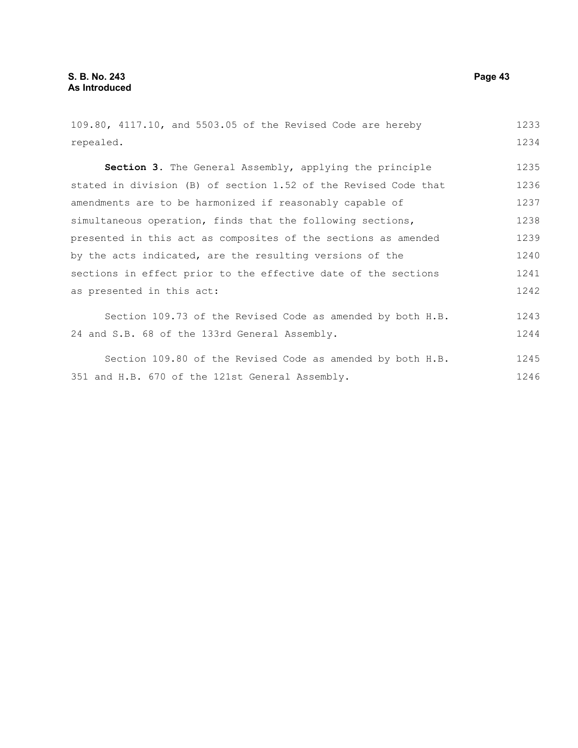109.80, 4117.10, and 5503.05 of the Revised Code are hereby repealed.

**Section 3.** The General Assembly, applying the principle stated in division (B) of section 1.52 of the Revised Code that amendments are to be harmonized if reasonably capable of simultaneous operation, finds that the following sections, presented in this act as composites of the sections as amended by the acts indicated, are the resulting versions of the sections in effect prior to the effective date of the sections as presented in this act:

Section 109.73 of the Revised Code as amended by both H.B. 24 and S.B. 68 of the 133rd General Assembly.

Section 109.80 of the Revised Code as amended by both H.B. 351 and H.B. 670 of the 121st General Assembly.